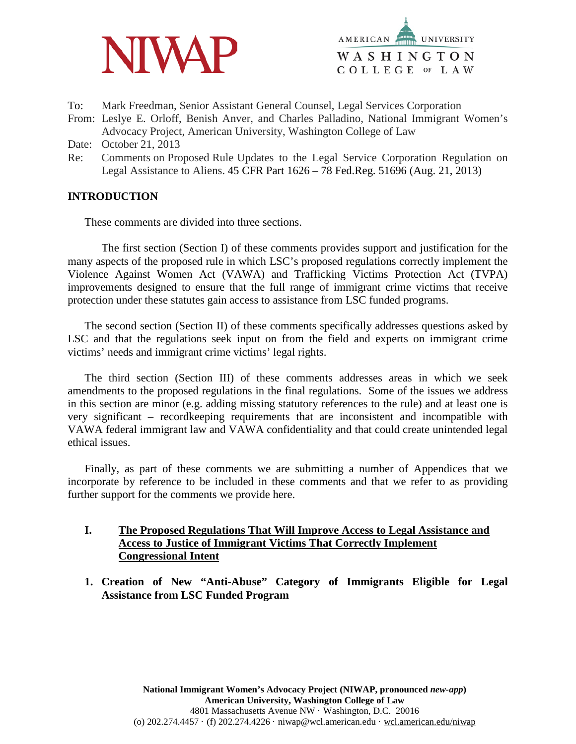NIWAP

AMERICAN UNIVERSITY WASHINGTON COLLEGE OF LAW

To: Mark Freedman, Senior Assistant General Counsel, Legal Services Corporation

From: Leslye E. Orloff, Benish Anver, and Charles Palladino, National Immigrant Women's Advocacy Project, American University, Washington College of Law

Date: October 21, 2013

Re: Comments on Proposed Rule Updates to the Legal Service Corporation Regulation on Legal Assistance to Aliens. 45 CFR Part 1626 – 78 Fed.Reg. 51696 (Aug. 21, 2013)

## INTRODUCTION

These comments are divided into three sections.

The first section (Section I) of these comments provides support and justification for the many aspects of the proposed rule in which LSC's proposed regulations correctly implement the Violence Against Women Act (VAWA) and Trafficking Victims Protection Act (TVPA) improvements designed to ensure that the full range of immigrant crime victims that receive protection under these statutes gain access to assistance from LSC funded programs.

The second section (Section II) of these comments specifically addresses questions asked by LSC and that the regulations seek input on from the field and experts on immigrant crime victims' needs and immigrant crime victims' legal rights.

The third section (Section III) of these comments addresses areas in which we seek amendments to the proposed regulations in the final regulations. Some of the issues we address in this section are minor (e.g. adding missing statutory references to the rule) and at least one is very significant – recordkeeping requirements that are inconsistent and incompatible with VAWA federal immigrant law and VAWA confidentiality and that could create unintended legal ethical issues.

Finally, as part of these comments we are submitting a number of Appendices that we incorporate by reference to be included in these comments and that we refer to as providing further support for the comments we provide here.

## I. The Proposed Regulations That Will Improve Access to Legal Assistance and Access to Justice of Immigrant Victims That Correctly Implement Congressional Intent

### 1. Creation of New "Anti-Abuse" Category of Immigrants Eligible for Legal Assistance from LSC Funded Program

**National Immigrant Women's Advocacy Project (NIWAP, pronounced *new-app*)**
**American University, Washington College of Law**
4801 Massachusetts Avenue NW · Washington, D.C. 20016
(o) 202.274.4457 · (f) 202.274.4226 · niwap@wcl.american.edu · wcl.american.edu/niwap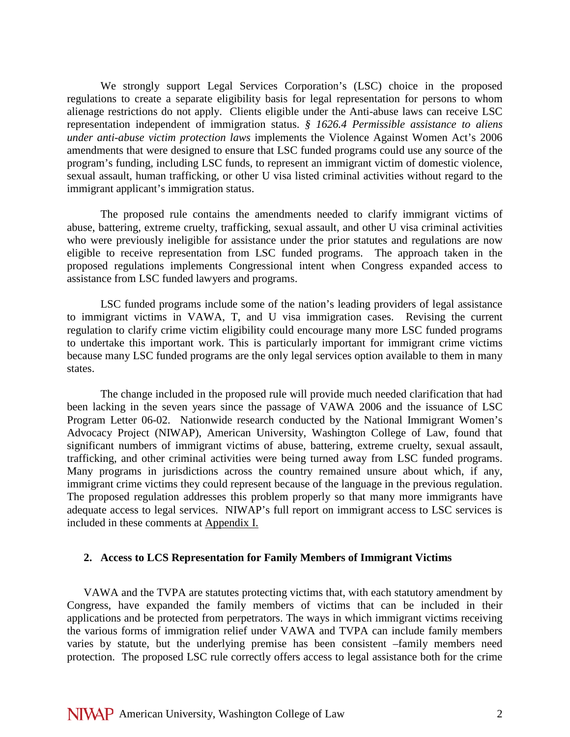We strongly support Legal Services Corporation's (LSC) choice in the proposed regulations to create a separate eligibility basis for legal representation for persons to whom alienage restrictions do not apply. Clients eligible under the Anti-abuse laws can receive LSC representation independent of immigration status. *§ 1626.4 Permissible assistance to aliens under anti-abuse victim protection laws* implements the Violence Against Women Act's 2006 amendments that were designed to ensure that LSC funded programs could use any source of the program's funding, including LSC funds, to represent an immigrant victim of domestic violence, sexual assault, human trafficking, or other U visa listed criminal activities without regard to the immigrant applicant's immigration status.

The proposed rule contains the amendments needed to clarify immigrant victims of abuse, battering, extreme cruelty, trafficking, sexual assault, and other U visa criminal activities who were previously ineligible for assistance under the prior statutes and regulations are now eligible to receive representation from LSC funded programs. The approach taken in the proposed regulations implements Congressional intent when Congress expanded access to assistance from LSC funded lawyers and programs.

LSC funded programs include some of the nation's leading providers of legal assistance to immigrant victims in VAWA, T, and U visa immigration cases. Revising the current regulation to clarify crime victim eligibility could encourage many more LSC funded programs to undertake this important work. This is particularly important for immigrant crime victims because many LSC funded programs are the only legal services option available to them in many states.

The change included in the proposed rule will provide much needed clarification that had been lacking in the seven years since the passage of VAWA 2006 and the issuance of LSC Program Letter 06-02. Nationwide research conducted by the National Immigrant Women's Advocacy Project (NIWAP), American University, Washington College of Law, found that significant numbers of immigrant victims of abuse, battering, extreme cruelty, sexual assault, trafficking, and other criminal activities were being turned away from LSC funded programs. Many programs in jurisdictions across the country remained unsure about which, if any, immigrant crime victims they could represent because of the language in the previous regulation. The proposed regulation addresses this problem properly so that many more immigrants have adequate access to legal services. NIWAP's full report on immigrant access to LSC services is included in these comments at Appendix I.

### 2. Access to LCS Representation for Family Members of Immigrant Victims

VAWA and the TVPA are statutes protecting victims that, with each statutory amendment by Congress, have expanded the family members of victims that can be included in their applications and be protected from perpetrators. The ways in which immigrant victims receiving the various forms of immigration relief under VAWA and TVPA can include family members varies by statute, but the underlying premise has been consistent –family members need protection. The proposed LSC rule correctly offers access to legal assistance both for the crime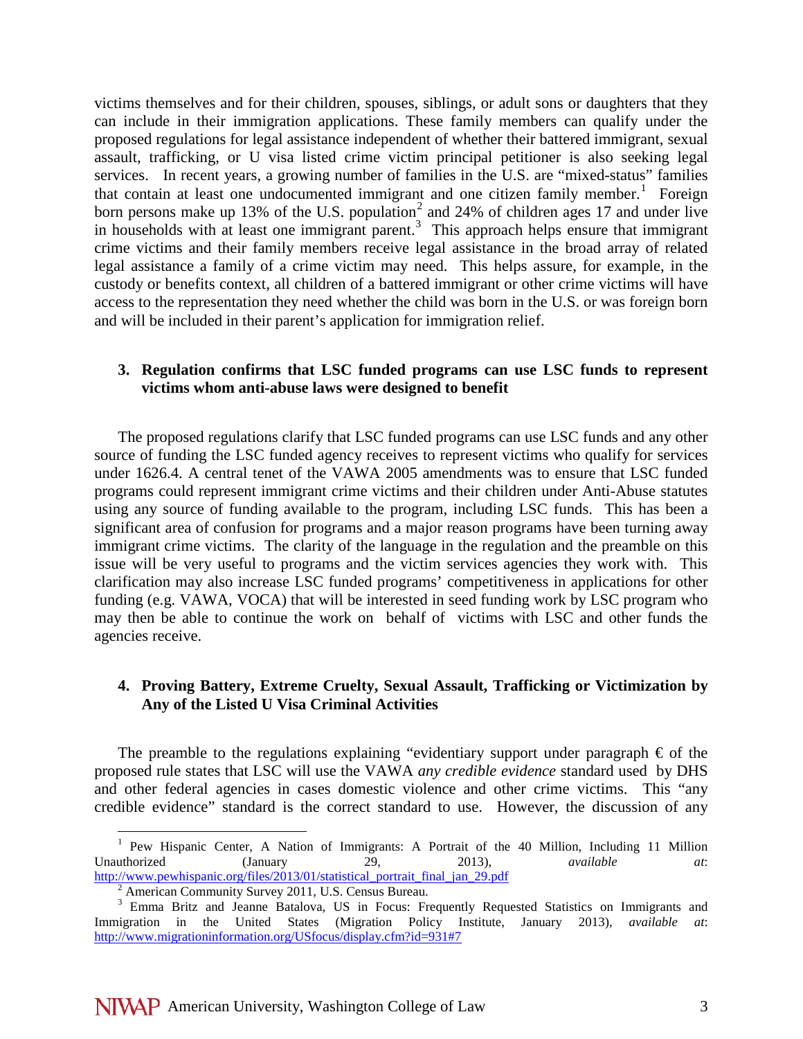victims themselves and for their children, spouses, siblings, or adult sons or daughters that they can include in their immigration applications. These family members can qualify under the proposed regulations for legal assistance independent of whether their battered immigrant, sexual assault, trafficking, or U visa listed crime victim principal petitioner is also seeking legal services. In recent years, a growing number of families in the U.S. are "mixed-status" families that contain at least one undocumented immigrant and one citizen family member.[1] Foreign born persons make up 13% of the U.S. population[2] and 24% of children ages 17 and under live in households with at least one immigrant parent.[3] This approach helps ensure that immigrant crime victims and their family members receive legal assistance in the broad array of related legal assistance a family of a crime victim may need. This helps assure, for example, in the custody or benefits context, all children of a battered immigrant or other crime victims will have access to the representation they need whether the child was born in the U.S. or was foreign born and will be included in their parent's application for immigration relief.

### 3. Regulation confirms that LSC funded programs can use LSC funds to represent victims whom anti-abuse laws were designed to benefit

The proposed regulations clarify that LSC funded programs can use LSC funds and any other source of funding the LSC funded agency receives to represent victims who qualify for services under 1626.4. A central tenet of the VAWA 2005 amendments was to ensure that LSC funded programs could represent immigrant crime victims and their children under Anti-Abuse statutes using any source of funding available to the program, including LSC funds. This has been a significant area of confusion for programs and a major reason programs have been turning away immigrant crime victims. The clarity of the language in the regulation and the preamble on this issue will be very useful to programs and the victim services agencies they work with. This clarification may also increase LSC funded programs' competitiveness in applications for other funding (e.g. VAWA, VOCA) that will be interested in seed funding work by LSC program who may then be able to continue the work on behalf of victims with LSC and other funds the agencies receive.

### 4. Proving Battery, Extreme Cruelty, Sexual Assault, Trafficking or Victimization by Any of the Listed U Visa Criminal Activities

The preamble to the regulations explaining "evidentiary support under paragraph € of the proposed rule states that LSC will use the VAWA *any credible evidence* standard used by DHS and other federal agencies in cases domestic violence and other crime victims. This "any credible evidence" standard is the correct standard to use. However, the discussion of any

---

[1] Pew Hispanic Center, A Nation of Immigrants: A Portrait of the 40 Million, Including 11 Million Unauthorized (January 29, 2013), *available at*: http://www.pewhispanic.org/files/2013/01/statistical_portrait_final_jan_29.pdf

[2] American Community Survey 2011, U.S. Census Bureau.

[3] Emma Britz and Jeanne Batalova, US in Focus: Frequently Requested Statistics on Immigrants and Immigration in the United States (Migration Policy Institute, January 2013), *available at*: http://www.migrationinformation.org/USfocus/display.cfm?id=931#7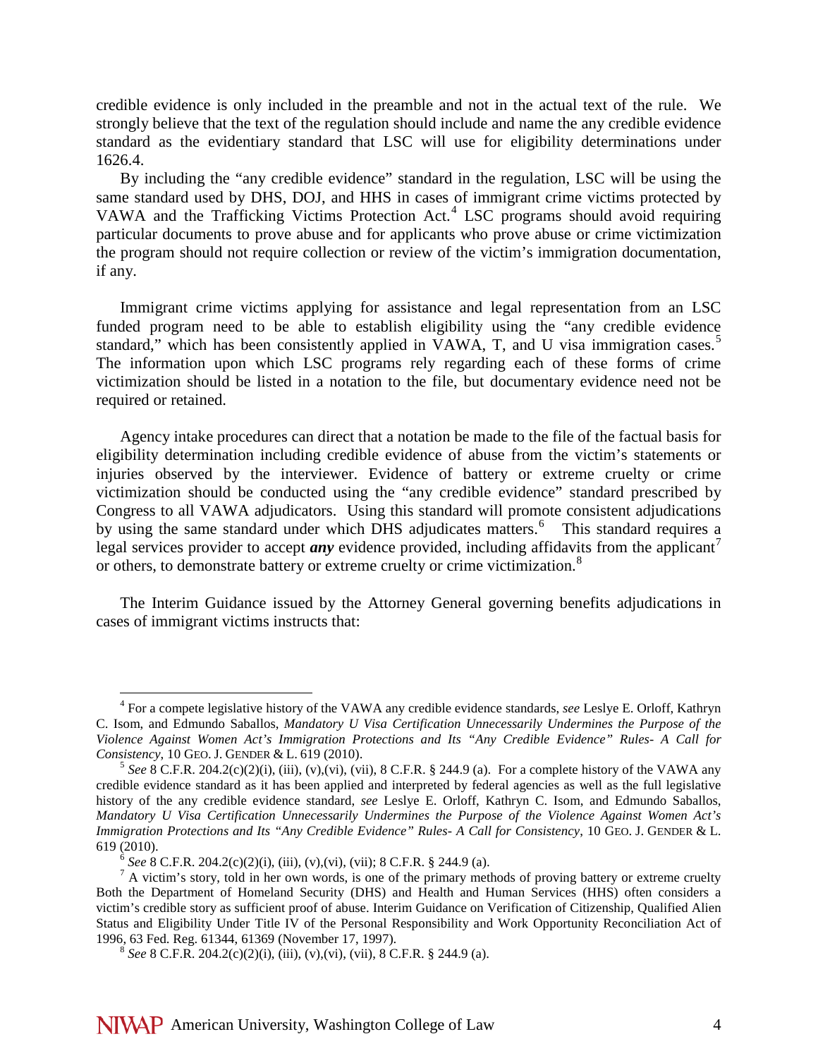credible evidence is only included in the preamble and not in the actual text of the rule. We strongly believe that the text of the regulation should include and name the any credible evidence standard as the evidentiary standard that LSC will use for eligibility determinations under 1626.4.

By including the "any credible evidence" standard in the regulation, LSC will be using the same standard used by DHS, DOJ, and HHS in cases of immigrant crime victims protected by VAWA and the Trafficking Victims Protection Act.[4] LSC programs should avoid requiring particular documents to prove abuse and for applicants who prove abuse or crime victimization the program should not require collection or review of the victim's immigration documentation, if any.

Immigrant crime victims applying for assistance and legal representation from an LSC funded program need to be able to establish eligibility using the "any credible evidence standard," which has been consistently applied in VAWA, T, and U visa immigration cases.[5] The information upon which LSC programs rely regarding each of these forms of crime victimization should be listed in a notation to the file, but documentary evidence need not be required or retained.

Agency intake procedures can direct that a notation be made to the file of the factual basis for eligibility determination including credible evidence of abuse from the victim's statements or injuries observed by the interviewer. Evidence of battery or extreme cruelty or crime victimization should be conducted using the "any credible evidence" standard prescribed by Congress to all VAWA adjudicators. Using this standard will promote consistent adjudications by using the same standard under which DHS adjudicates matters.[6] This standard requires a legal services provider to accept ***any*** evidence provided, including affidavits from the applicant[7] or others, to demonstrate battery or extreme cruelty or crime victimization.[8]

The Interim Guidance issued by the Attorney General governing benefits adjudications in cases of immigrant victims instructs that:

---

[4] For a compete legislative history of the VAWA any credible evidence standards, *see* Leslye E. Orloff, Kathryn C. Isom, and Edmundo Saballos, *Mandatory U Visa Certification Unnecessarily Undermines the Purpose of the Violence Against Women Act's Immigration Protections and Its "Any Credible Evidence" Rules- A Call for Consistency*, 10 GEO. J. GENDER & L. 619 (2010).

[5] *See* 8 C.F.R. 204.2(c)(2)(i), (iii), (v),(vi), (vii), 8 C.F.R. § 244.9 (a). For a complete history of the VAWA any credible evidence standard as it has been applied and interpreted by federal agencies as well as the full legislative history of the any credible evidence standard, *see* Leslye E. Orloff, Kathryn C. Isom, and Edmundo Saballos, *Mandatory U Visa Certification Unnecessarily Undermines the Purpose of the Violence Against Women Act's Immigration Protections and Its "Any Credible Evidence" Rules- A Call for Consistency*, 10 GEO. J. GENDER & L. 619 (2010).

[6] *See* 8 C.F.R. 204.2(c)(2)(i), (iii), (v),(vi), (vii); 8 C.F.R. § 244.9 (a).

[7] A victim's story, told in her own words, is one of the primary methods of proving battery or extreme cruelty Both the Department of Homeland Security (DHS) and Health and Human Services (HHS) often considers a victim's credible story as sufficient proof of abuse. Interim Guidance on Verification of Citizenship, Qualified Alien Status and Eligibility Under Title IV of the Personal Responsibility and Work Opportunity Reconciliation Act of 1996, 63 Fed. Reg. 61344, 61369 (November 17, 1997).

[8] *See* 8 C.F.R. 204.2(c)(2)(i), (iii), (v),(vi), (vii), 8 C.F.R. § 244.9 (a).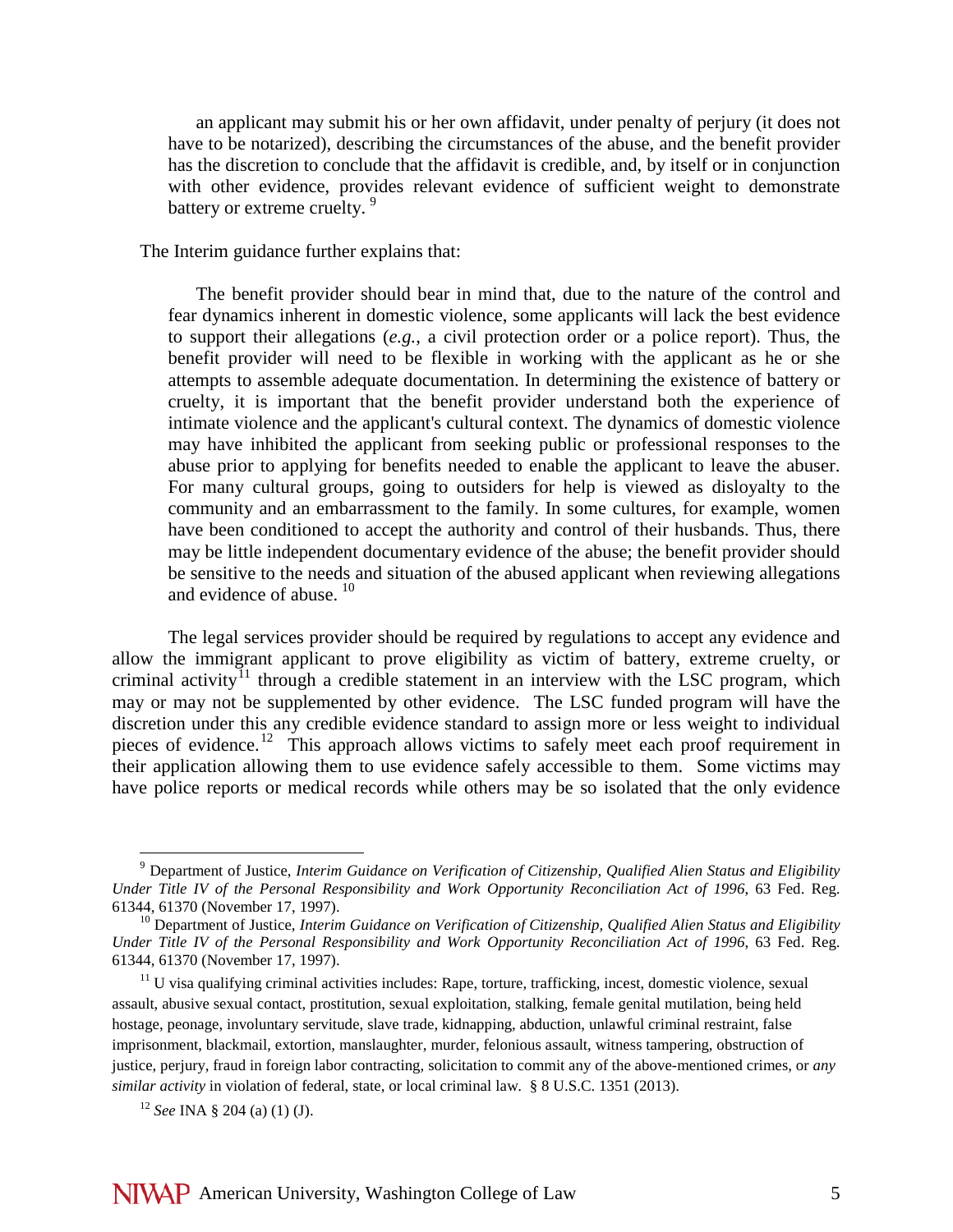> an applicant may submit his or her own affidavit, under penalty of perjury (it does not have to be notarized), describing the circumstances of the abuse, and the benefit provider has the discretion to conclude that the affidavit is credible, and, by itself or in conjunction with other evidence, provides relevant evidence of sufficient weight to demonstrate battery or extreme cruelty. [9]

The Interim guidance further explains that:

> The benefit provider should bear in mind that, due to the nature of the control and fear dynamics inherent in domestic violence, some applicants will lack the best evidence to support their allegations (*e.g.*, a civil protection order or a police report). Thus, the benefit provider will need to be flexible in working with the applicant as he or she attempts to assemble adequate documentation. In determining the existence of battery or cruelty, it is important that the benefit provider understand both the experience of intimate violence and the applicant's cultural context. The dynamics of domestic violence may have inhibited the applicant from seeking public or professional responses to the abuse prior to applying for benefits needed to enable the applicant to leave the abuser. For many cultural groups, going to outsiders for help is viewed as disloyalty to the community and an embarrassment to the family. In some cultures, for example, women have been conditioned to accept the authority and control of their husbands. Thus, there may be little independent documentary evidence of the abuse; the benefit provider should be sensitive to the needs and situation of the abused applicant when reviewing allegations and evidence of abuse. [10]

The legal services provider should be required by regulations to accept any evidence and allow the immigrant applicant to prove eligibility as victim of battery, extreme cruelty, or criminal activity[11] through a credible statement in an interview with the LSC program, which may or may not be supplemented by other evidence. The LSC funded program will have the discretion under this any credible evidence standard to assign more or less weight to individual pieces of evidence.[12] This approach allows victims to safely meet each proof requirement in their application allowing them to use evidence safely accessible to them. Some victims may have police reports or medical records while others may be so isolated that the only evidence

---

[9] Department of Justice, *Interim Guidance on Verification of Citizenship, Qualified Alien Status and Eligibility Under Title IV of the Personal Responsibility and Work Opportunity Reconciliation Act of 1996*, 63 Fed. Reg. 61344, 61370 (November 17, 1997).

[10] Department of Justice, *Interim Guidance on Verification of Citizenship, Qualified Alien Status and Eligibility Under Title IV of the Personal Responsibility and Work Opportunity Reconciliation Act of 1996*, 63 Fed. Reg. 61344, 61370 (November 17, 1997).

[11] U visa qualifying criminal activities includes: Rape, torture, trafficking, incest, domestic violence, sexual assault, abusive sexual contact, prostitution, sexual exploitation, stalking, female genital mutilation, being held hostage, peonage, involuntary servitude, slave trade, kidnapping, abduction, unlawful criminal restraint, false imprisonment, blackmail, extortion, manslaughter, murder, felonious assault, witness tampering, obstruction of justice, perjury, fraud in foreign labor contracting, solicitation to commit any of the above-mentioned crimes, or *any similar activity* in violation of federal, state, or local criminal law. § 8 U.S.C. 1351 (2013).

[12] *See* INA § 204 (a) (1) (J).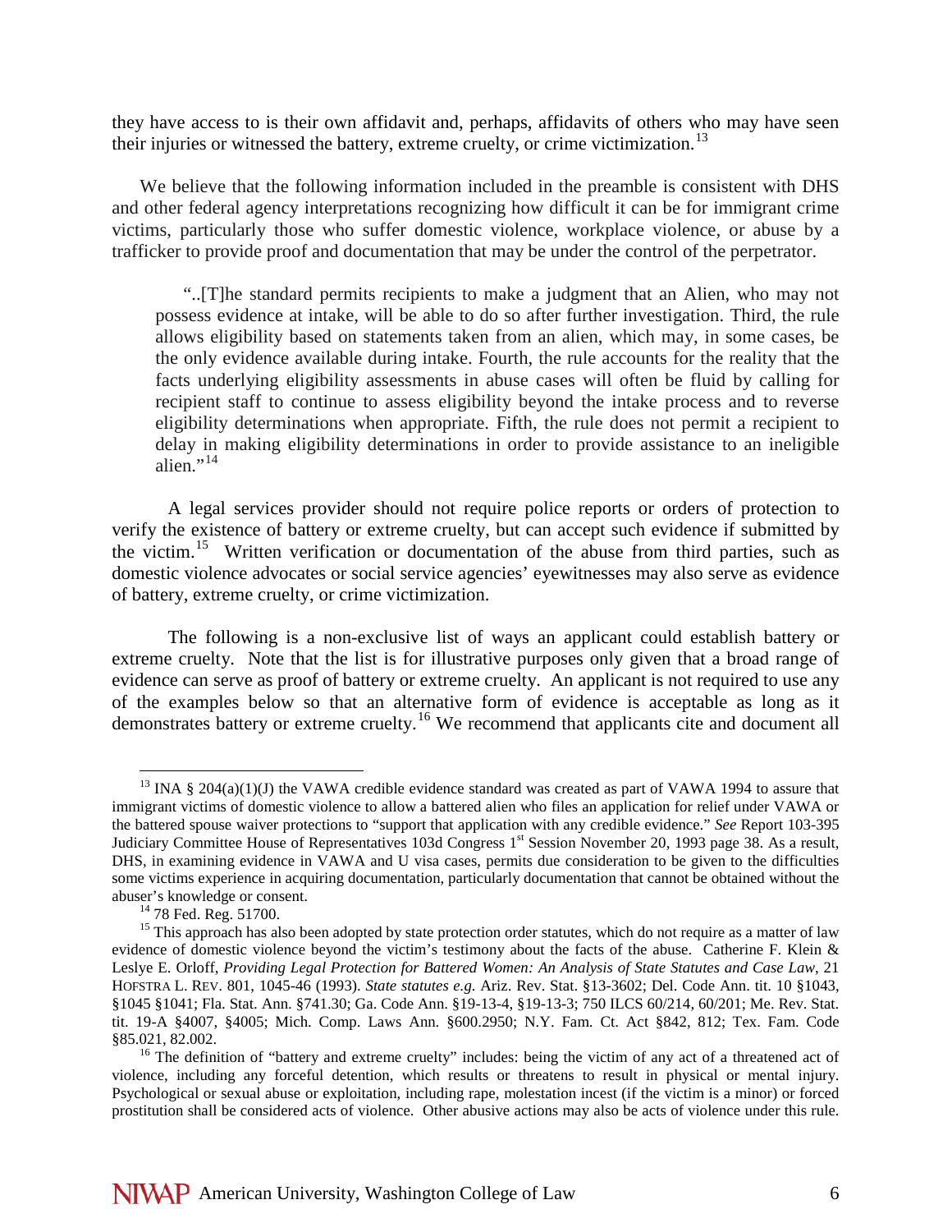they have access to is their own affidavit and, perhaps, affidavits of others who may have seen their injuries or witnessed the battery, extreme cruelty, or crime victimization.[13]

We believe that the following information included in the preamble is consistent with DHS and other federal agency interpretations recognizing how difficult it can be for immigrant crime victims, particularly those who suffer domestic violence, workplace violence, or abuse by a trafficker to provide proof and documentation that may be under the control of the perpetrator.

> "..[T]he standard permits recipients to make a judgment that an Alien, who may not possess evidence at intake, will be able to do so after further investigation. Third, the rule allows eligibility based on statements taken from an alien, which may, in some cases, be the only evidence available during intake. Fourth, the rule accounts for the reality that the facts underlying eligibility assessments in abuse cases will often be fluid by calling for recipient staff to continue to assess eligibility beyond the intake process and to reverse eligibility determinations when appropriate. Fifth, the rule does not permit a recipient to delay in making eligibility determinations in order to provide assistance to an ineligible alien."[14]

A legal services provider should not require police reports or orders of protection to verify the existence of battery or extreme cruelty, but can accept such evidence if submitted by the victim.[15] Written verification or documentation of the abuse from third parties, such as domestic violence advocates or social service agencies' eyewitnesses may also serve as evidence of battery, extreme cruelty, or crime victimization.

The following is a non-exclusive list of ways an applicant could establish battery or extreme cruelty. Note that the list is for illustrative purposes only given that a broad range of evidence can serve as proof of battery or extreme cruelty. An applicant is not required to use any of the examples below so that an alternative form of evidence is acceptable as long as it demonstrates battery or extreme cruelty.[16] We recommend that applicants cite and document all

---

[13] INA § 204(a)(1)(J) the VAWA credible evidence standard was created as part of VAWA 1994 to assure that immigrant victims of domestic violence to allow a battered alien who files an application for relief under VAWA or the battered spouse waiver protections to "support that application with any credible evidence." *See* Report 103-395 Judiciary Committee House of Representatives 103d Congress 1st Session November 20, 1993 page 38. As a result, DHS, in examining evidence in VAWA and U visa cases, permits due consideration to be given to the difficulties some victims experience in acquiring documentation, particularly documentation that cannot be obtained without the abuser's knowledge or consent.

[14] 78 Fed. Reg. 51700.

[15] This approach has also been adopted by state protection order statutes, which do not require as a matter of law evidence of domestic violence beyond the victim's testimony about the facts of the abuse. Catherine F. Klein & Leslye E. Orloff, *Providing Legal Protection for Battered Women: An Analysis of State Statutes and Case Law*, 21 HOFSTRA L. REV. 801, 1045-46 (1993). *State statutes e.g.* Ariz. Rev. Stat. §13-3602; Del. Code Ann. tit. 10 §1043, §1045 §1041; Fla. Stat. Ann. §741.30; Ga. Code Ann. §19-13-4, §19-13-3; 750 ILCS 60/214, 60/201; Me. Rev. Stat. tit. 19-A §4007, §4005; Mich. Comp. Laws Ann. §600.2950; N.Y. Fam. Ct. Act §842, 812; Tex. Fam. Code §85.021, 82.002.

[16] The definition of "battery and extreme cruelty" includes: being the victim of any act of a threatened act of violence, including any forceful detention, which results or threatens to result in physical or mental injury. Psychological or sexual abuse or exploitation, including rape, molestation incest (if the victim is a minor) or forced prostitution shall be considered acts of violence. Other abusive actions may also be acts of violence under this rule.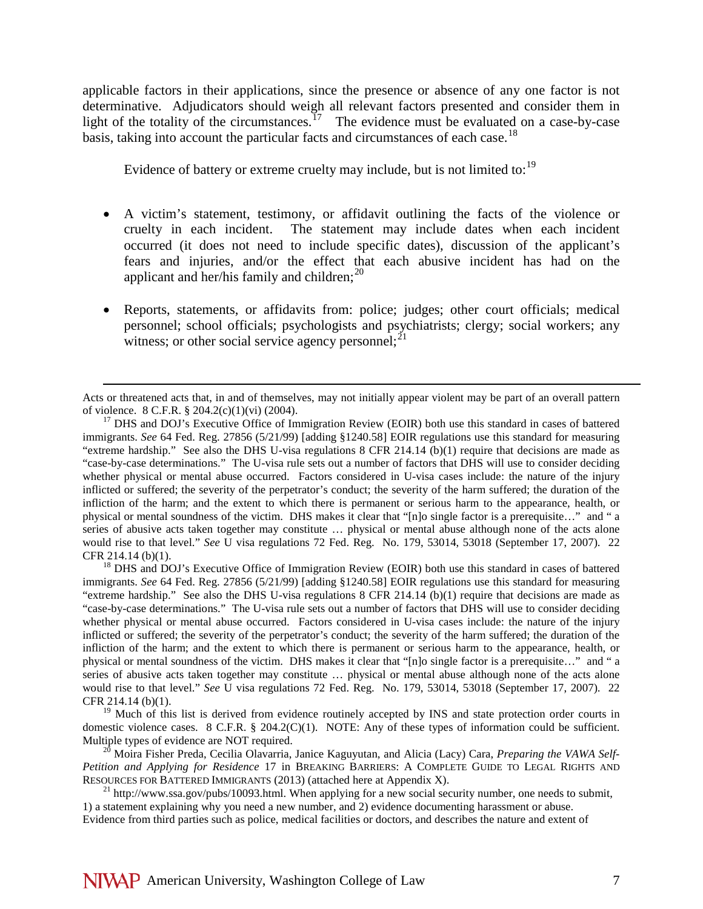applicable factors in their applications, since the presence or absence of any one factor is not determinative. Adjudicators should weigh all relevant factors presented and consider them in light of the totality of the circumstances.[17] The evidence must be evaluated on a case-by-case basis, taking into account the particular facts and circumstances of each case.[18]

Evidence of battery or extreme cruelty may include, but is not limited to:[19]

- A victim's statement, testimony, or affidavit outlining the facts of the violence or cruelty in each incident. The statement may include dates when each incident occurred (it does not need to include specific dates), discussion of the applicant's fears and injuries, and/or the effect that each abusive incident has had on the applicant and her/his family and children;[20]

- Reports, statements, or affidavits from: police; judges; other court officials; medical personnel; school officials; psychologists and psychiatrists; clergy; social workers; any witness; or other social service agency personnel;[21]

---

Acts or threatened acts that, in and of themselves, may not initially appear violent may be part of an overall pattern of violence. 8 C.F.R. § 204.2(c)(1)(vi) (2004).

[17] DHS and DOJ's Executive Office of Immigration Review (EOIR) both use this standard in cases of battered immigrants. *See* 64 Fed. Reg. 27856 (5/21/99) [adding §1240.58] EOIR regulations use this standard for measuring "extreme hardship." See also the DHS U-visa regulations 8 CFR 214.14 (b)(1) require that decisions are made as "case-by-case determinations." The U-visa rule sets out a number of factors that DHS will use to consider deciding whether physical or mental abuse occurred. Factors considered in U-visa cases include: the nature of the injury inflicted or suffered; the severity of the perpetrator's conduct; the severity of the harm suffered; the duration of the infliction of the harm; and the extent to which there is permanent or serious harm to the appearance, health, or physical or mental soundness of the victim. DHS makes it clear that "[n]o single factor is a prerequisite…" and " a series of abusive acts taken together may constitute … physical or mental abuse although none of the acts alone would rise to that level." *See* U visa regulations 72 Fed. Reg. No. 179, 53014, 53018 (September 17, 2007). 22 CFR 214.14 (b)(1).

[18] DHS and DOJ's Executive Office of Immigration Review (EOIR) both use this standard in cases of battered immigrants. *See* 64 Fed. Reg. 27856 (5/21/99) [adding §1240.58] EOIR regulations use this standard for measuring "extreme hardship." See also the DHS U-visa regulations 8 CFR 214.14 (b)(1) require that decisions are made as "case-by-case determinations." The U-visa rule sets out a number of factors that DHS will use to consider deciding whether physical or mental abuse occurred. Factors considered in U-visa cases include: the nature of the injury inflicted or suffered; the severity of the perpetrator's conduct; the severity of the harm suffered; the duration of the infliction of the harm; and the extent to which there is permanent or serious harm to the appearance, health, or physical or mental soundness of the victim. DHS makes it clear that "[n]o single factor is a prerequisite…" and " a series of abusive acts taken together may constitute … physical or mental abuse although none of the acts alone would rise to that level." *See* U visa regulations 72 Fed. Reg. No. 179, 53014, 53018 (September 17, 2007). 22 CFR 214.14 (b)(1).

[19] Much of this list is derived from evidence routinely accepted by INS and state protection order courts in domestic violence cases. 8 C.F.R. § 204.2(C)(1). NOTE: Any of these types of information could be sufficient. Multiple types of evidence are NOT required.

[20] Moira Fisher Preda, Cecilia Olavarria, Janice Kaguyutan, and Alicia (Lacy) Cara, *Preparing the VAWA Self-Petition and Applying for Residence* 17 in BREAKING BARRIERS: A COMPLETE GUIDE TO LEGAL RIGHTS AND RESOURCES FOR BATTERED IMMIGRANTS (2013) (attached here at Appendix X).

[21] http://www.ssa.gov/pubs/10093.html. When applying for a new social security number, one needs to submit, 1) a statement explaining why you need a new number, and 2) evidence documenting harassment or abuse. Evidence from third parties such as police, medical facilities or doctors, and describes the nature and extent of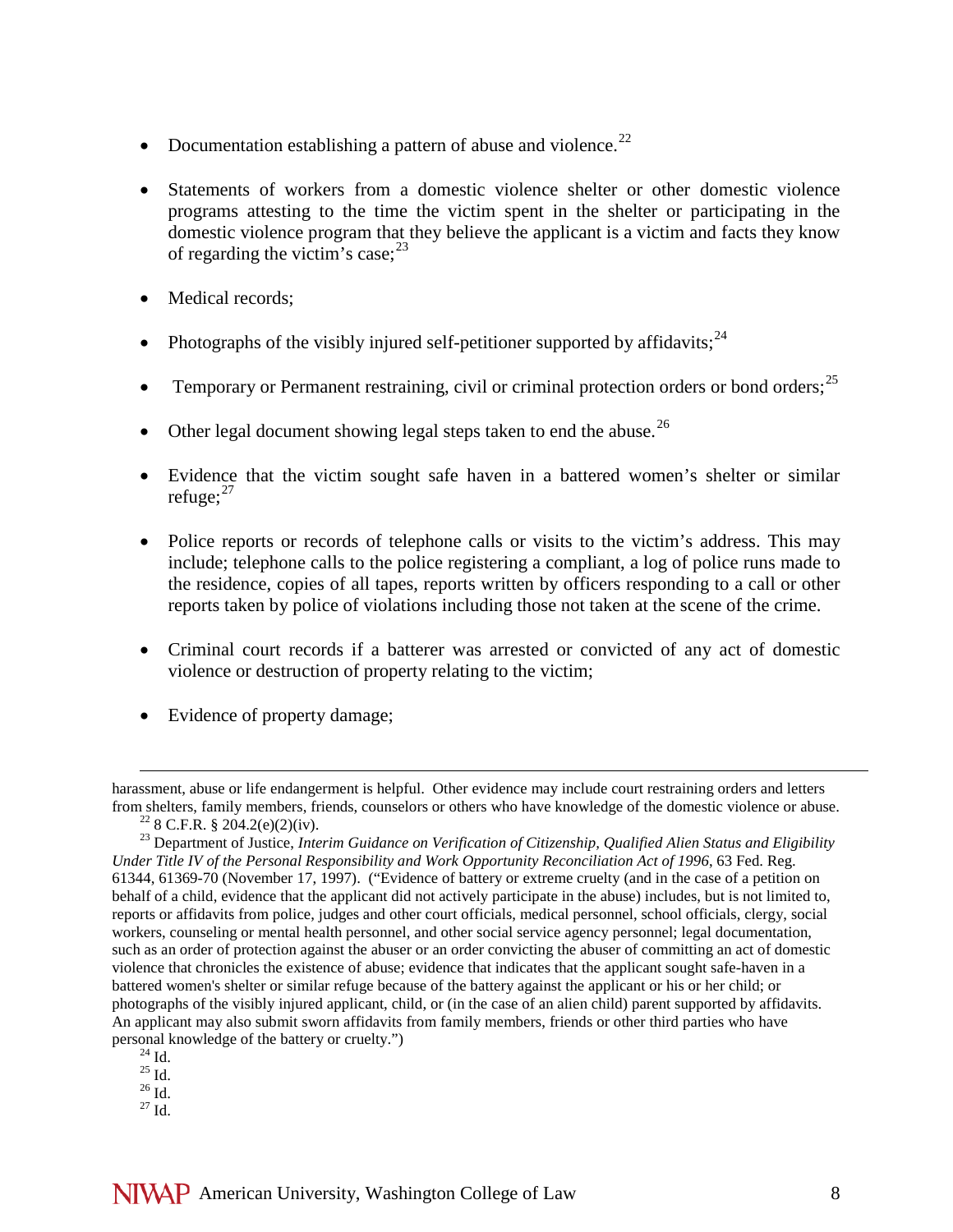- Documentation establishing a pattern of abuse and violence.[22]
- Statements of workers from a domestic violence shelter or other domestic violence programs attesting to the time the victim spent in the shelter or participating in the domestic violence program that they believe the applicant is a victim and facts they know of regarding the victim's case;[23]
- Medical records;
- Photographs of the visibly injured self-petitioner supported by affidavits;[24]
- Temporary or Permanent restraining, civil or criminal protection orders or bond orders;[25]
- Other legal document showing legal steps taken to end the abuse.[26]
- Evidence that the victim sought safe haven in a battered women's shelter or similar refuge;[27]
- Police reports or records of telephone calls or visits to the victim's address. This may include; telephone calls to the police registering a compliant, a log of police runs made to the residence, copies of all tapes, reports written by officers responding to a call or other reports taken by police of violations including those not taken at the scene of the crime.
- Criminal court records if a batterer was arrested or convicted of any act of domestic violence or destruction of property relating to the victim;
- Evidence of property damage;

---

harassment, abuse or life endangerment is helpful. Other evidence may include court restraining orders and letters from shelters, family members, friends, counselors or others who have knowledge of the domestic violence or abuse.

[22] 8 C.F.R. § 204.2(e)(2)(iv).

[23] Department of Justice, *Interim Guidance on Verification of Citizenship, Qualified Alien Status and Eligibility Under Title IV of the Personal Responsibility and Work Opportunity Reconciliation Act of 1996*, 63 Fed. Reg. 61344, 61369-70 (November 17, 1997). ("Evidence of battery or extreme cruelty (and in the case of a petition on behalf of a child, evidence that the applicant did not actively participate in the abuse) includes, but is not limited to, reports or affidavits from police, judges and other court officials, medical personnel, school officials, clergy, social workers, counseling or mental health personnel, and other social service agency personnel; legal documentation, such as an order of protection against the abuser or an order convicting the abuser of committing an act of domestic violence that chronicles the existence of abuse; evidence that indicates that the applicant sought safe-haven in a battered women's shelter or similar refuge because of the battery against the applicant or his or her child; or photographs of the visibly injured applicant, child, or (in the case of an alien child) parent supported by affidavits. An applicant may also submit sworn affidavits from family members, friends or other third parties who have personal knowledge of the battery or cruelty.")

[24] Id.

[25] Id.

[26] Id.

[27] Id.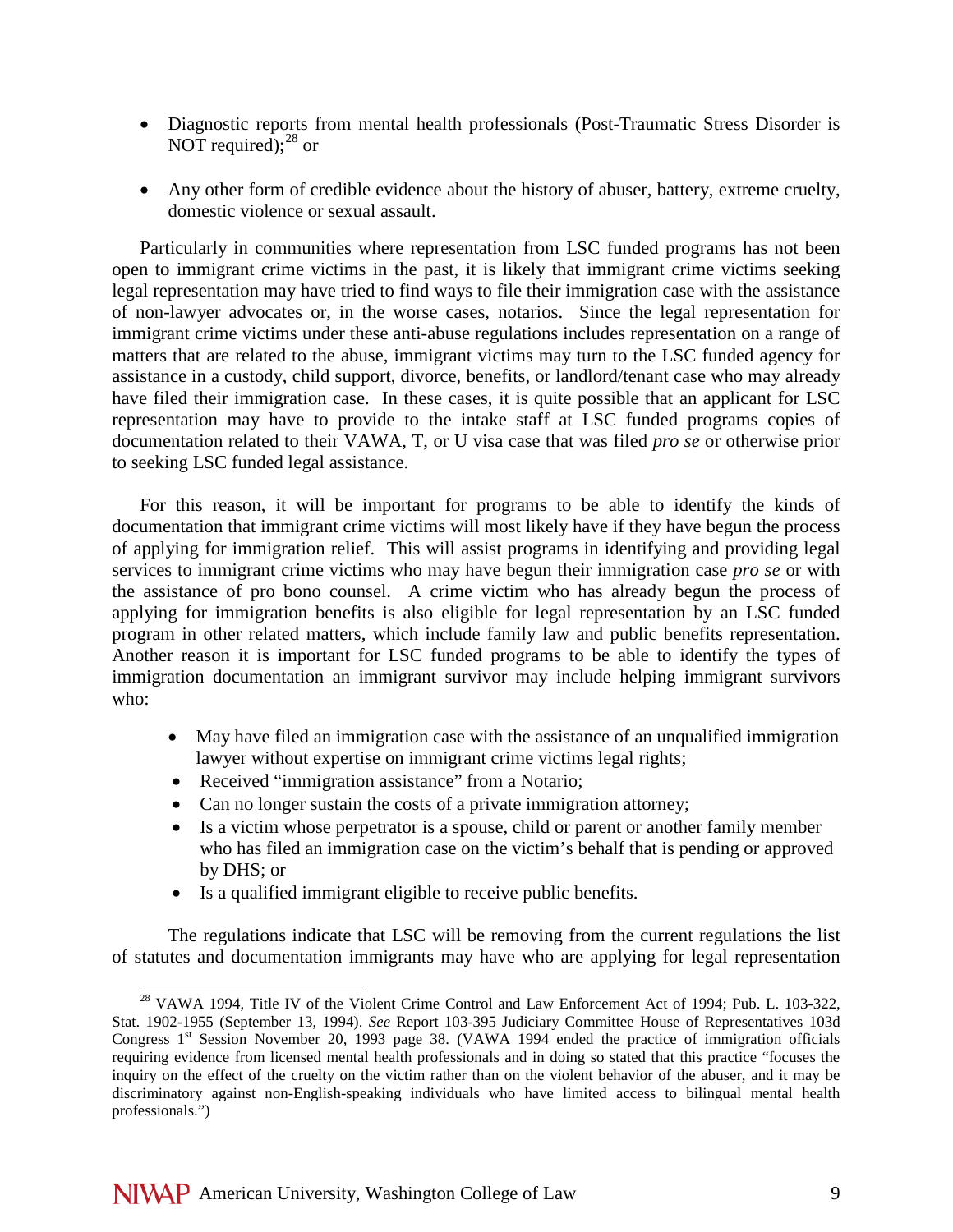- Diagnostic reports from mental health professionals (Post-Traumatic Stress Disorder is NOT required);[28] or

- Any other form of credible evidence about the history of abuser, battery, extreme cruelty, domestic violence or sexual assault.

Particularly in communities where representation from LSC funded programs has not been open to immigrant crime victims in the past, it is likely that immigrant crime victims seeking legal representation may have tried to find ways to file their immigration case with the assistance of non-lawyer advocates or, in the worse cases, notarios. Since the legal representation for immigrant crime victims under these anti-abuse regulations includes representation on a range of matters that are related to the abuse, immigrant victims may turn to the LSC funded agency for assistance in a custody, child support, divorce, benefits, or landlord/tenant case who may already have filed their immigration case. In these cases, it is quite possible that an applicant for LSC representation may have to provide to the intake staff at LSC funded programs copies of documentation related to their VAWA, T, or U visa case that was filed *pro se* or otherwise prior to seeking LSC funded legal assistance.

For this reason, it will be important for programs to be able to identify the kinds of documentation that immigrant crime victims will most likely have if they have begun the process of applying for immigration relief. This will assist programs in identifying and providing legal services to immigrant crime victims who may have begun their immigration case *pro se* or with the assistance of pro bono counsel. A crime victim who has already begun the process of applying for immigration benefits is also eligible for legal representation by an LSC funded program in other related matters, which include family law and public benefits representation. Another reason it is important for LSC funded programs to be able to identify the types of immigration documentation an immigrant survivor may include helping immigrant survivors who:

- May have filed an immigration case with the assistance of an unqualified immigration lawyer without expertise on immigrant crime victims legal rights;
- Received "immigration assistance" from a Notario;
- Can no longer sustain the costs of a private immigration attorney;
- Is a victim whose perpetrator is a spouse, child or parent or another family member who has filed an immigration case on the victim's behalf that is pending or approved by DHS; or
- Is a qualified immigrant eligible to receive public benefits.

The regulations indicate that LSC will be removing from the current regulations the list of statutes and documentation immigrants may have who are applying for legal representation

---

[28] VAWA 1994, Title IV of the Violent Crime Control and Law Enforcement Act of 1994; Pub. L. 103-322, Stat. 1902-1955 (September 13, 1994). *See* Report 103-395 Judiciary Committee House of Representatives 103d Congress 1st Session November 20, 1993 page 38. (VAWA 1994 ended the practice of immigration officials requiring evidence from licensed mental health professionals and in doing so stated that this practice "focuses the inquiry on the effect of the cruelty on the victim rather than on the violent behavior of the abuser, and it may be discriminatory against non-English-speaking individuals who have limited access to bilingual mental health professionals.")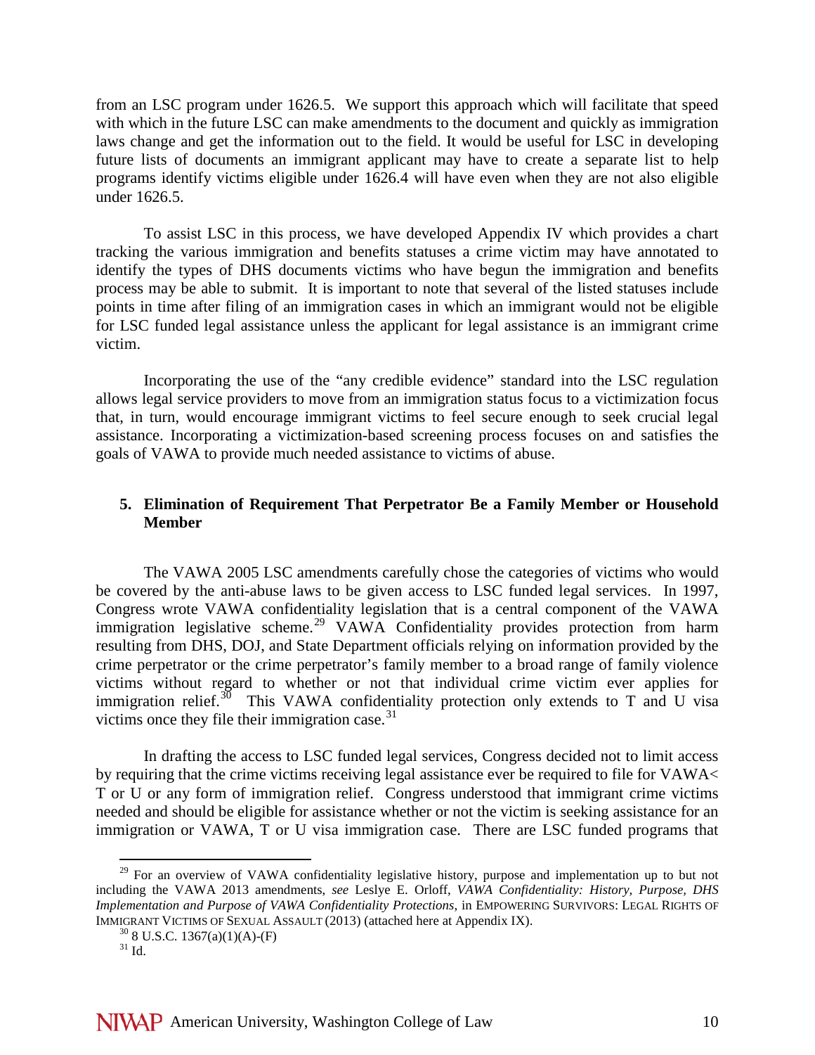from an LSC program under 1626.5. We support this approach which will facilitate that speed with which in the future LSC can make amendments to the document and quickly as immigration laws change and get the information out to the field. It would be useful for LSC in developing future lists of documents an immigrant applicant may have to create a separate list to help programs identify victims eligible under 1626.4 will have even when they are not also eligible under 1626.5.

To assist LSC in this process, we have developed Appendix IV which provides a chart tracking the various immigration and benefits statuses a crime victim may have annotated to identify the types of DHS documents victims who have begun the immigration and benefits process may be able to submit. It is important to note that several of the listed statuses include points in time after filing of an immigration cases in which an immigrant would not be eligible for LSC funded legal assistance unless the applicant for legal assistance is an immigrant crime victim.

Incorporating the use of the "any credible evidence" standard into the LSC regulation allows legal service providers to move from an immigration status focus to a victimization focus that, in turn, would encourage immigrant victims to feel secure enough to seek crucial legal assistance. Incorporating a victimization-based screening process focuses on and satisfies the goals of VAWA to provide much needed assistance to victims of abuse.

### 5. Elimination of Requirement That Perpetrator Be a Family Member or Household Member

The VAWA 2005 LSC amendments carefully chose the categories of victims who would be covered by the anti-abuse laws to be given access to LSC funded legal services. In 1997, Congress wrote VAWA confidentiality legislation that is a central component of the VAWA immigration legislative scheme.[29] VAWA Confidentiality provides protection from harm resulting from DHS, DOJ, and State Department officials relying on information provided by the crime perpetrator or the crime perpetrator's family member to a broad range of family violence victims without regard to whether or not that individual crime victim ever applies for immigration relief.[30] This VAWA confidentiality protection only extends to T and U visa victims once they file their immigration case.[31]

In drafting the access to LSC funded legal services, Congress decided not to limit access by requiring that the crime victims receiving legal assistance ever be required to file for VAWA< T or U or any form of immigration relief. Congress understood that immigrant crime victims needed and should be eligible for assistance whether or not the victim is seeking assistance for an immigration or VAWA, T or U visa immigration case. There are LSC funded programs that

---

[29] For an overview of VAWA confidentiality legislative history, purpose and implementation up to but not including the VAWA 2013 amendments, *see* Leslye E. Orloff, *VAWA Confidentiality: History, Purpose, DHS Implementation and Purpose of VAWA Confidentiality Protections*, in EMPOWERING SURVIVORS: LEGAL RIGHTS OF IMMIGRANT VICTIMS OF SEXUAL ASSAULT (2013) (attached here at Appendix IX).

[30] 8 U.S.C. 1367(a)(1)(A)-(F)

[31] Id.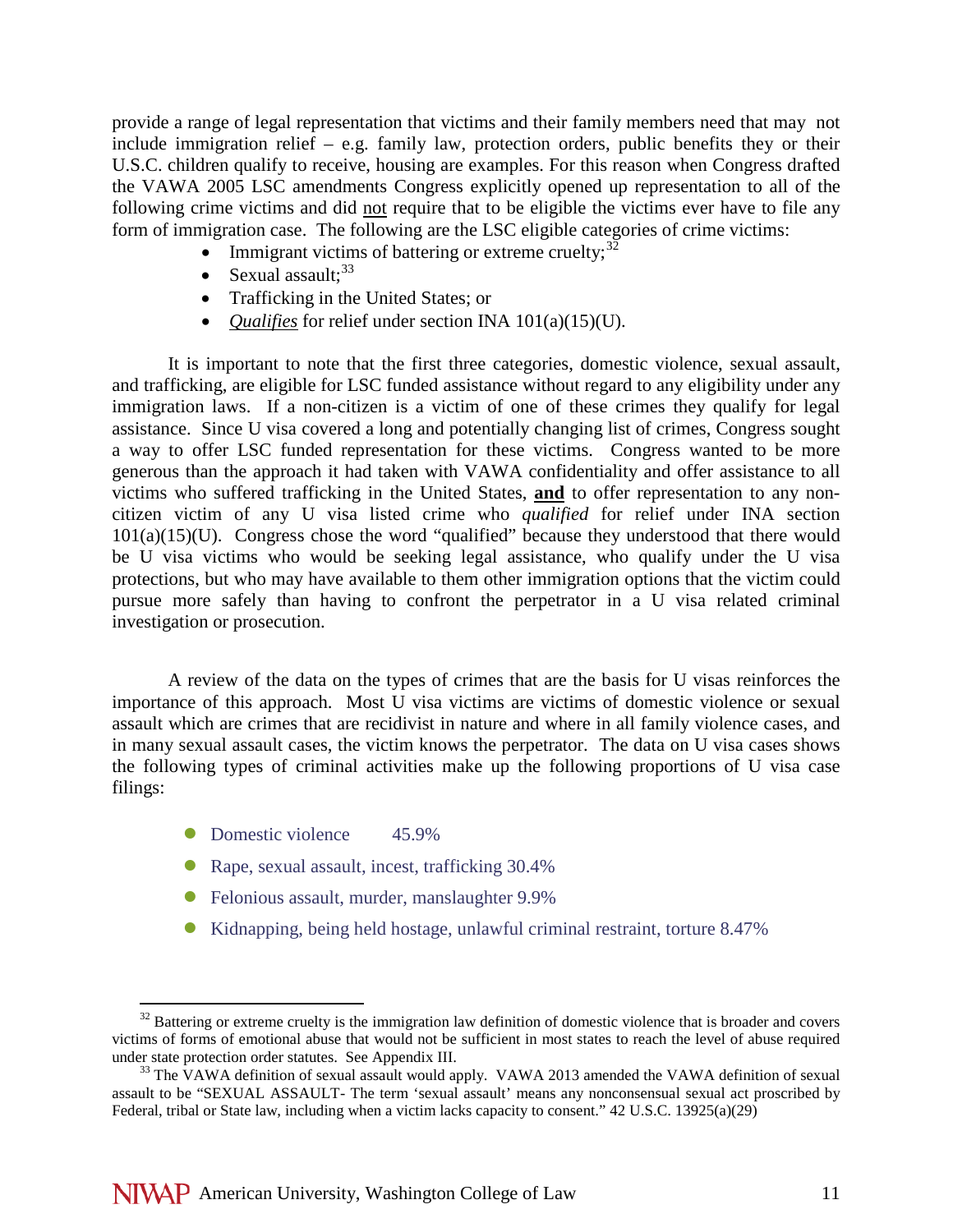provide a range of legal representation that victims and their family members need that may not include immigration relief – e.g. family law, protection orders, public benefits they or their U.S.C. children qualify to receive, housing are examples. For this reason when Congress drafted the VAWA 2005 LSC amendments Congress explicitly opened up representation to all of the following crime victims and did <u>not</u> require that to be eligible the victims ever have to file any form of immigration case. The following are the LSC eligible categories of crime victims:

- Immigrant victims of battering or extreme cruelty;[32]
- Sexual assault;[33]
- Trafficking in the United States; or
- ***<u>Qualifies</u>*** for relief under section INA 101(a)(15)(U).

It is important to note that the first three categories, domestic violence, sexual assault, and trafficking, are eligible for LSC funded assistance without regard to any eligibility under any immigration laws. If a non-citizen is a victim of one of these crimes they qualify for legal assistance. Since U visa covered a long and potentially changing list of crimes, Congress sought a way to offer LSC funded representation for these victims. Congress wanted to be more generous than the approach it had taken with VAWA confidentiality and offer assistance to all victims who suffered trafficking in the United States, **<u>and</u>** to offer representation to any non-citizen victim of any U visa listed crime who *qualified* for relief under INA section 101(a)(15)(U). Congress chose the word "qualified" because they understood that there would be U visa victims who would be seeking legal assistance, who qualify under the U visa protections, but who may have available to them other immigration options that the victim could pursue more safely than having to confront the perpetrator in a U visa related criminal investigation or prosecution.

A review of the data on the types of crimes that are the basis for U visas reinforces the importance of this approach. Most U visa victims are victims of domestic violence or sexual assault which are crimes that are recidivist in nature and where in all family violence cases, and in many sexual assault cases, the victim knows the perpetrator. The data on U visa cases shows the following types of criminal activities make up the following proportions of U visa case filings:

- Domestic violence 45.9%
- Rape, sexual assault, incest, trafficking 30.4%
- Felonious assault, murder, manslaughter 9.9%
- Kidnapping, being held hostage, unlawful criminal restraint, torture 8.47%

---

[32] Battering or extreme cruelty is the immigration law definition of domestic violence that is broader and covers victims of forms of emotional abuse that would not be sufficient in most states to reach the level of abuse required under state protection order statutes. See Appendix III.

[33] The VAWA definition of sexual assault would apply. VAWA 2013 amended the VAWA definition of sexual assault to be "SEXUAL ASSAULT- The term 'sexual assault' means any nonconsensual sexual act proscribed by Federal, tribal or State law, including when a victim lacks capacity to consent." 42 U.S.C. 13925(a)(29)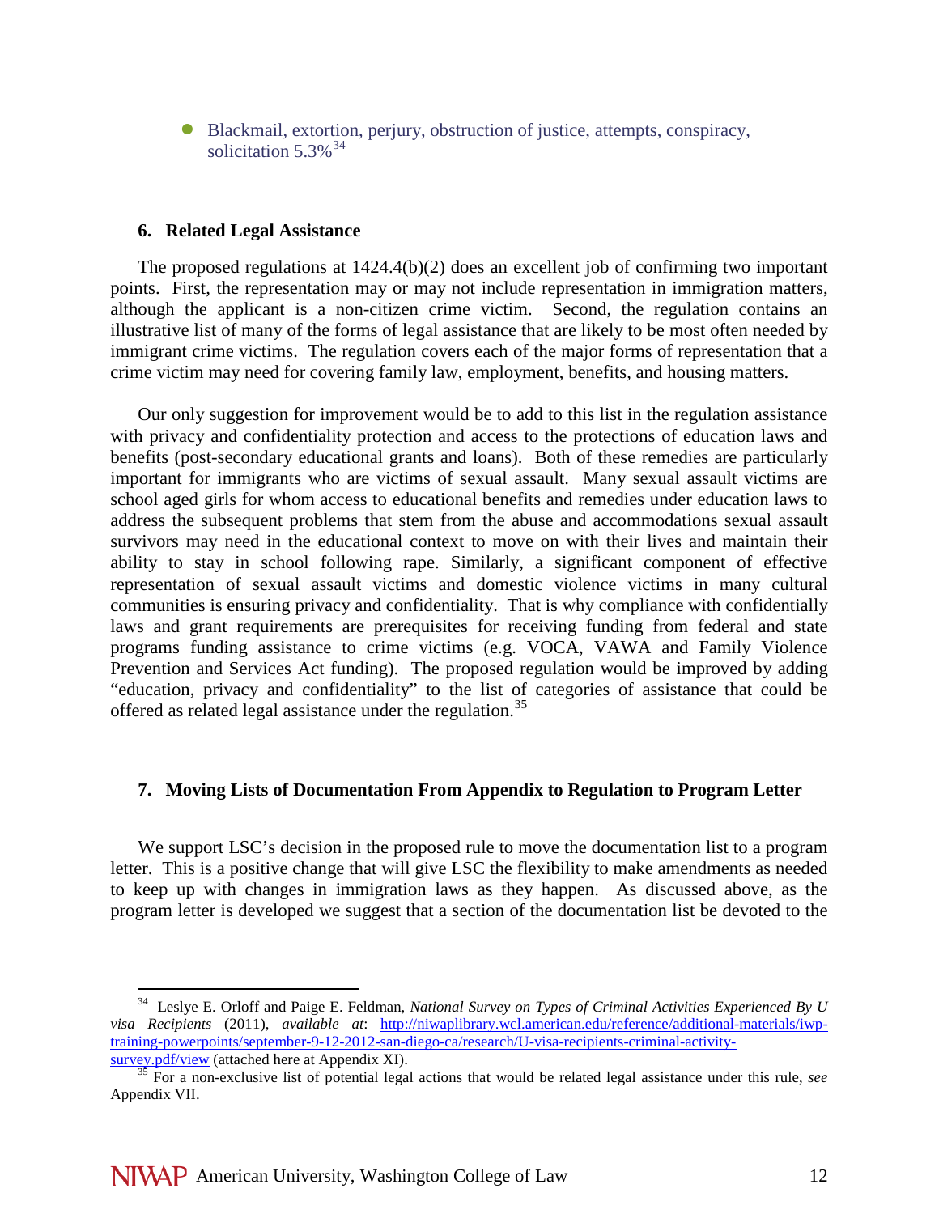- Blackmail, extortion, perjury, obstruction of justice, attempts, conspiracy, solicitation 5.3%[34]

### 6. Related Legal Assistance

The proposed regulations at 1424.4(b)(2) does an excellent job of confirming two important points. First, the representation may or may not include representation in immigration matters, although the applicant is a non-citizen crime victim. Second, the regulation contains an illustrative list of many of the forms of legal assistance that are likely to be most often needed by immigrant crime victims. The regulation covers each of the major forms of representation that a crime victim may need for covering family law, employment, benefits, and housing matters.

Our only suggestion for improvement would be to add to this list in the regulation assistance with privacy and confidentiality protection and access to the protections of education laws and benefits (post-secondary educational grants and loans). Both of these remedies are particularly important for immigrants who are victims of sexual assault. Many sexual assault victims are school aged girls for whom access to educational benefits and remedies under education laws to address the subsequent problems that stem from the abuse and accommodations sexual assault survivors may need in the educational context to move on with their lives and maintain their ability to stay in school following rape. Similarly, a significant component of effective representation of sexual assault victims and domestic violence victims in many cultural communities is ensuring privacy and confidentiality. That is why compliance with confidentially laws and grant requirements are prerequisites for receiving funding from federal and state programs funding assistance to crime victims (e.g. VOCA, VAWA and Family Violence Prevention and Services Act funding). The proposed regulation would be improved by adding "education, privacy and confidentiality" to the list of categories of assistance that could be offered as related legal assistance under the regulation.[35]

### 7. Moving Lists of Documentation From Appendix to Regulation to Program Letter

We support LSC's decision in the proposed rule to move the documentation list to a program letter. This is a positive change that will give LSC the flexibility to make amendments as needed to keep up with changes in immigration laws as they happen. As discussed above, as the program letter is developed we suggest that a section of the documentation list be devoted to the

---

[34] Leslye E. Orloff and Paige E. Feldman, *National Survey on Types of Criminal Activities Experienced By U visa Recipients* (2011), *available at*: [http://niwaplibrary.wcl.american.edu/reference/additional-materials/iwp-training-powerpoints/september-9-12-2012-san-diego-ca/research/U-visa-recipients-criminal-activity-survey.pdf/view](http://niwaplibrary.wcl.american.edu/reference/additional-materials/iwp-training-powerpoints/september-9-12-2012-san-diego-ca/research/U-visa-recipients-criminal-activity-survey.pdf/view) (attached here at Appendix XI).

[35] For a non-exclusive list of potential legal actions that would be related legal assistance under this rule, *see* Appendix VII.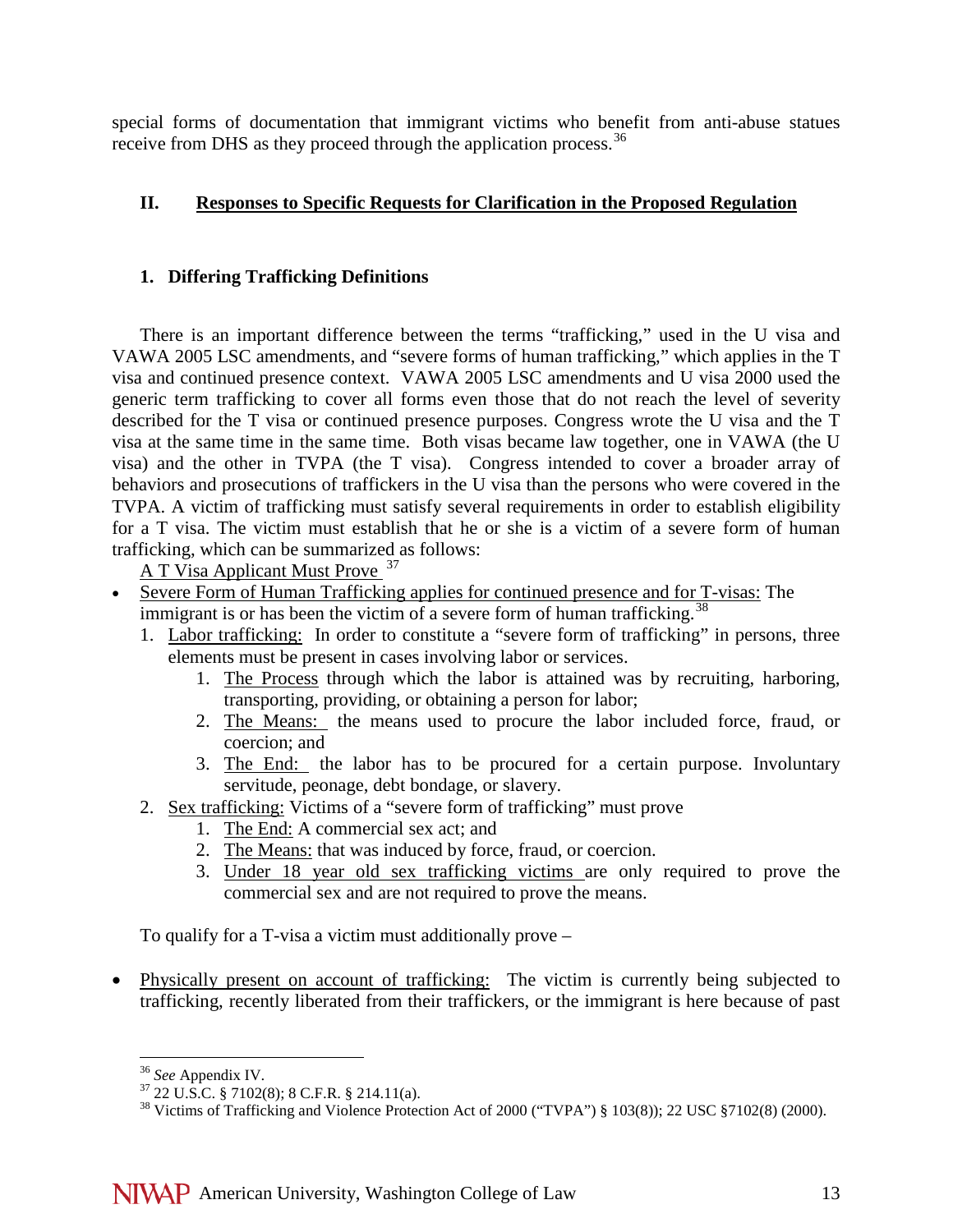special forms of documentation that immigrant victims who benefit from anti-abuse statues receive from DHS as they proceed through the application process.[36]

## II. Responses to Specific Requests for Clarification in the Proposed Regulation

### 1. Differing Trafficking Definitions

There is an important difference between the terms "trafficking," used in the U visa and VAWA 2005 LSC amendments, and "severe forms of human trafficking," which applies in the T visa and continued presence context. VAWA 2005 LSC amendments and U visa 2000 used the generic term trafficking to cover all forms even those that do not reach the level of severity described for the T visa or continued presence purposes. Congress wrote the U visa and the T visa at the same time in the same time. Both visas became law together, one in VAWA (the U visa) and the other in TVPA (the T visa). Congress intended to cover a broader array of behaviors and prosecutions of traffickers in the U visa than the persons who were covered in the TVPA. A victim of trafficking must satisfy several requirements in order to establish eligibility for a T visa. The victim must establish that he or she is a victim of a severe form of human trafficking, which can be summarized as follows:

A T Visa Applicant Must Prove [37]

- Severe Form of Human Trafficking applies for continued presence and for T-visas: The immigrant is or has been the victim of a severe form of human trafficking.[38]
  1. Labor trafficking: In order to constitute a "severe form of trafficking" in persons, three elements must be present in cases involving labor or services.
     1. The Process through which the labor is attained was by recruiting, harboring, transporting, providing, or obtaining a person for labor;
     2. The Means: the means used to procure the labor included force, fraud, or coercion; and
     3. The End: the labor has to be procured for a certain purpose. Involuntary servitude, peonage, debt bondage, or slavery.
  2. Sex trafficking: Victims of a "severe form of trafficking" must prove
     1. The End: A commercial sex act; and
     2. The Means: that was induced by force, fraud, or coercion.
     3. Under 18 year old sex trafficking victims are only required to prove the commercial sex and are not required to prove the means.

To qualify for a T-visa a victim must additionally prove –

- Physically present on account of trafficking: The victim is currently being subjected to trafficking, recently liberated from their traffickers, or the immigrant is here because of past

---

[36] *See* Appendix IV.

[37] 22 U.S.C. § 7102(8); 8 C.F.R. § 214.11(a).

[38] Victims of Trafficking and Violence Protection Act of 2000 ("TVPA") § 103(8)); 22 USC §7102(8) (2000).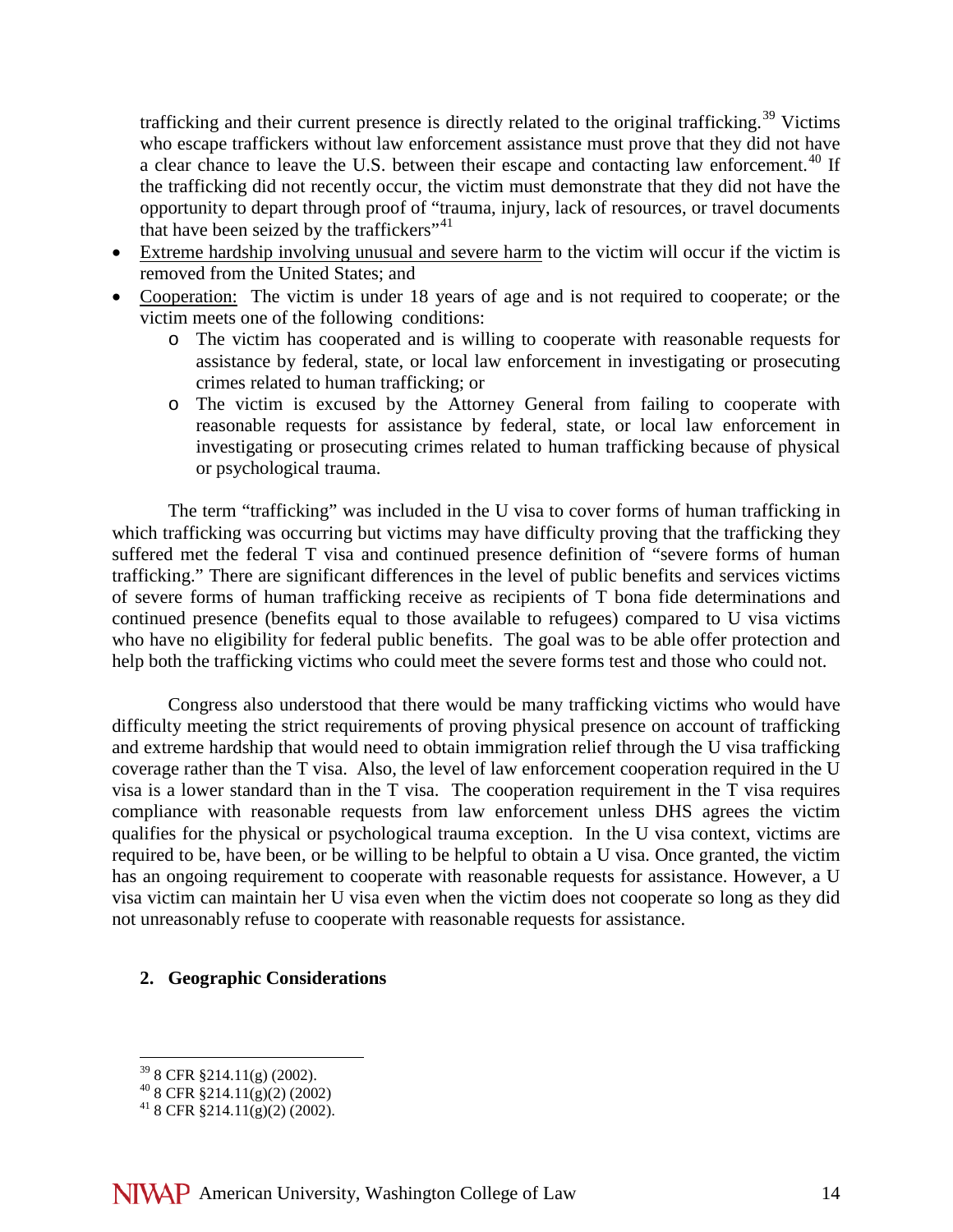trafficking and their current presence is directly related to the original trafficking.[39] Victims who escape traffickers without law enforcement assistance must prove that they did not have a clear chance to leave the U.S. between their escape and contacting law enforcement.[40] If the trafficking did not recently occur, the victim must demonstrate that they did not have the opportunity to depart through proof of "trauma, injury, lack of resources, or travel documents that have been seized by the traffickers"[41]

- Extreme hardship involving unusual and severe harm to the victim will occur if the victim is removed from the United States; and
- Cooperation: The victim is under 18 years of age and is not required to cooperate; or the victim meets one of the following conditions:
    - The victim has cooperated and is willing to cooperate with reasonable requests for assistance by federal, state, or local law enforcement in investigating or prosecuting crimes related to human trafficking; or
    - The victim is excused by the Attorney General from failing to cooperate with reasonable requests for assistance by federal, state, or local law enforcement in investigating or prosecuting crimes related to human trafficking because of physical or psychological trauma.

The term "trafficking" was included in the U visa to cover forms of human trafficking in which trafficking was occurring but victims may have difficulty proving that the trafficking they suffered met the federal T visa and continued presence definition of "severe forms of human trafficking." There are significant differences in the level of public benefits and services victims of severe forms of human trafficking receive as recipients of T bona fide determinations and continued presence (benefits equal to those available to refugees) compared to U visa victims who have no eligibility for federal public benefits. The goal was to be able offer protection and help both the trafficking victims who could meet the severe forms test and those who could not.

Congress also understood that there would be many trafficking victims who would have difficulty meeting the strict requirements of proving physical presence on account of trafficking and extreme hardship that would need to obtain immigration relief through the U visa trafficking coverage rather than the T visa. Also, the level of law enforcement cooperation required in the U visa is a lower standard than in the T visa. The cooperation requirement in the T visa requires compliance with reasonable requests from law enforcement unless DHS agrees the victim qualifies for the physical or psychological trauma exception. In the U visa context, victims are required to be, have been, or be willing to be helpful to obtain a U visa. Once granted, the victim has an ongoing requirement to cooperate with reasonable requests for assistance. However, a U visa victim can maintain her U visa even when the victim does not cooperate so long as they did not unreasonably refuse to cooperate with reasonable requests for assistance.

### 2. Geographic Considerations

---

[39] 8 CFR §214.11(g) (2002).

[40] 8 CFR §214.11(g)(2) (2002)

[41] 8 CFR §214.11(g)(2) (2002).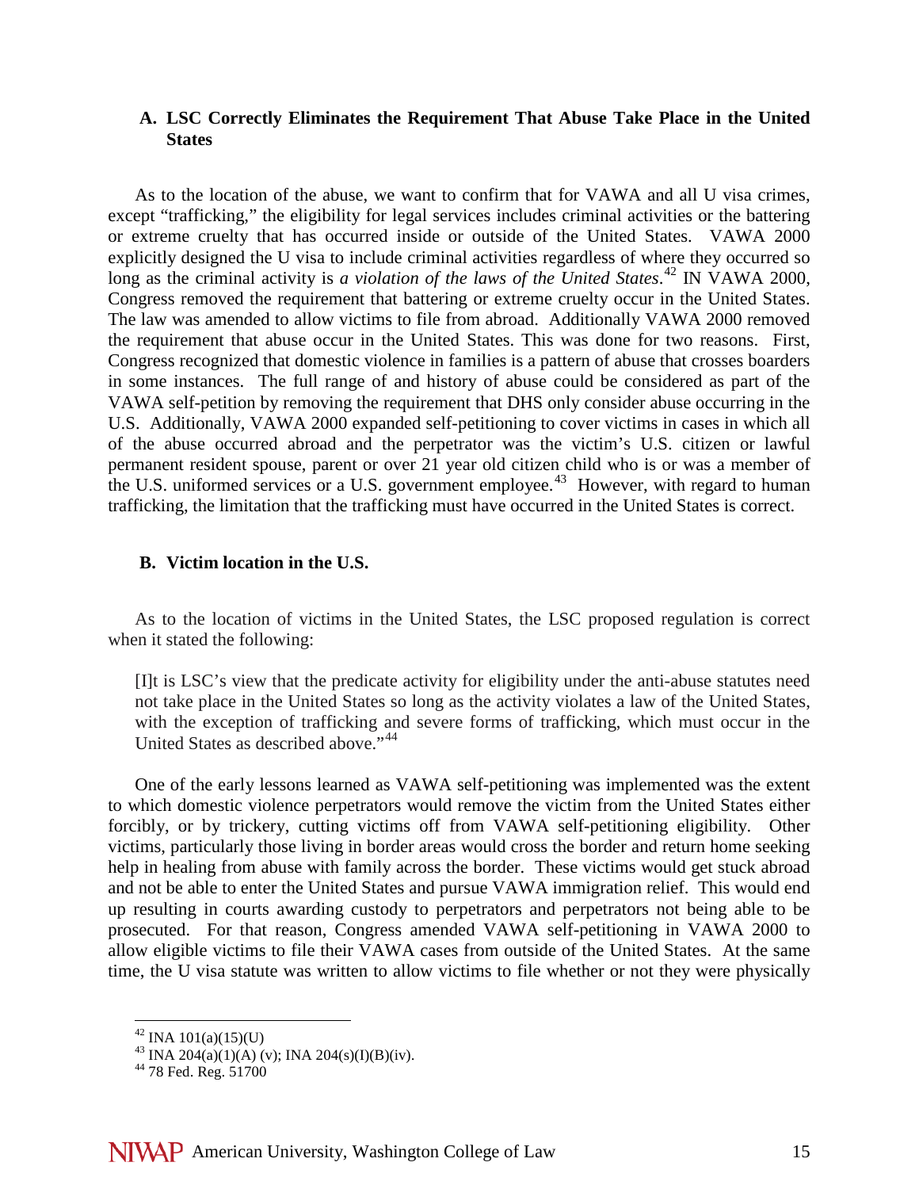### A. LSC Correctly Eliminates the Requirement That Abuse Take Place in the United States

As to the location of the abuse, we want to confirm that for VAWA and all U visa crimes, except "trafficking," the eligibility for legal services includes criminal activities or the battering or extreme cruelty that has occurred inside or outside of the United States. VAWA 2000 explicitly designed the U visa to include criminal activities regardless of where they occurred so long as the criminal activity is *a violation of the laws of the United States*.[42] IN VAWA 2000, Congress removed the requirement that battering or extreme cruelty occur in the United States. The law was amended to allow victims to file from abroad. Additionally VAWA 2000 removed the requirement that abuse occur in the United States. This was done for two reasons. First, Congress recognized that domestic violence in families is a pattern of abuse that crosses boarders in some instances. The full range of and history of abuse could be considered as part of the VAWA self-petition by removing the requirement that DHS only consider abuse occurring in the U.S. Additionally, VAWA 2000 expanded self-petitioning to cover victims in cases in which all of the abuse occurred abroad and the perpetrator was the victim's U.S. citizen or lawful permanent resident spouse, parent or over 21 year old citizen child who is or was a member of the U.S. uniformed services or a U.S. government employee.[43] However, with regard to human trafficking, the limitation that the trafficking must have occurred in the United States is correct.

### B. Victim location in the U.S.

As to the location of victims in the United States, the LSC proposed regulation is correct when it stated the following:

> [I]t is LSC's view that the predicate activity for eligibility under the anti-abuse statutes need not take place in the United States so long as the activity violates a law of the United States, with the exception of trafficking and severe forms of trafficking, which must occur in the United States as described above."[44]

One of the early lessons learned as VAWA self-petitioning was implemented was the extent to which domestic violence perpetrators would remove the victim from the United States either forcibly, or by trickery, cutting victims off from VAWA self-petitioning eligibility. Other victims, particularly those living in border areas would cross the border and return home seeking help in healing from abuse with family across the border. These victims would get stuck abroad and not be able to enter the United States and pursue VAWA immigration relief. This would end up resulting in courts awarding custody to perpetrators and perpetrators not being able to be prosecuted. For that reason, Congress amended VAWA self-petitioning in VAWA 2000 to allow eligible victims to file their VAWA cases from outside of the United States. At the same time, the U visa statute was written to allow victims to file whether or not they were physically

---

[42] INA 101(a)(15)(U)

[43] INA 204(a)(1)(A) (v); INA 204(s)(I)(B)(iv).

[44] 78 Fed. Reg. 51700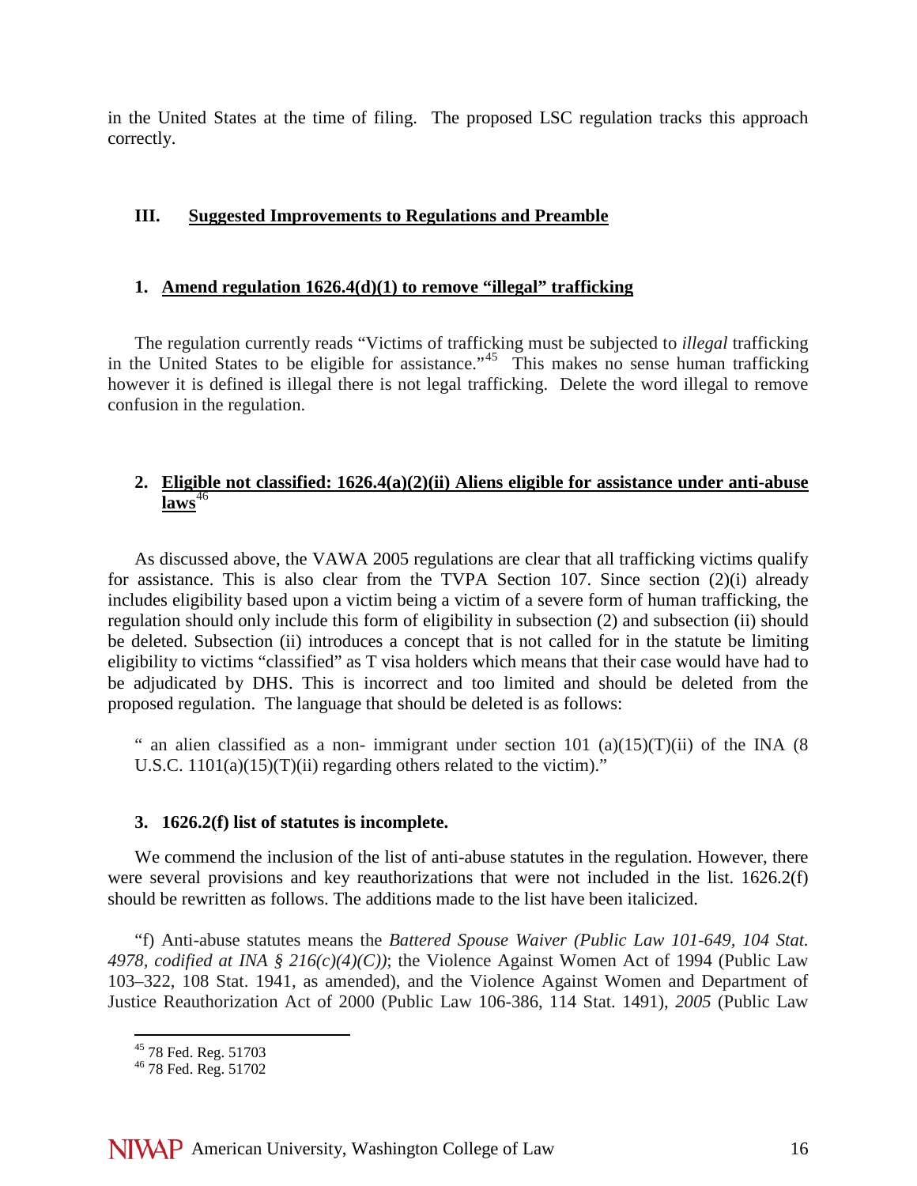in the United States at the time of filing. The proposed LSC regulation tracks this approach correctly.

## III. Suggested Improvements to Regulations and Preamble

### 1. Amend regulation 1626.4(d)(1) to remove "illegal" trafficking

The regulation currently reads "Victims of trafficking must be subjected to *illegal* trafficking in the United States to be eligible for assistance."[45] This makes no sense human trafficking however it is defined is illegal there is not legal trafficking. Delete the word illegal to remove confusion in the regulation.

### 2. Eligible not classified: 1626.4(a)(2)(ii) Aliens eligible for assistance under anti-abuse laws[46]

As discussed above, the VAWA 2005 regulations are clear that all trafficking victims qualify for assistance. This is also clear from the TVPA Section 107. Since section (2)(i) already includes eligibility based upon a victim being a victim of a severe form of human trafficking, the regulation should only include this form of eligibility in subsection (2) and subsection (ii) should be deleted. Subsection (ii) introduces a concept that is not called for in the statute be limiting eligibility to victims "classified" as T visa holders which means that their case would have had to be adjudicated by DHS. This is incorrect and too limited and should be deleted from the proposed regulation. The language that should be deleted is as follows:

" an alien classified as a non- immigrant under section 101 (a)(15)(T)(ii) of the INA (8 U.S.C. 1101(a)(15)(T)(ii) regarding others related to the victim)."

### 3. 1626.2(f) list of statutes is incomplete.

We commend the inclusion of the list of anti-abuse statutes in the regulation. However, there were several provisions and key reauthorizations that were not included in the list. 1626.2(f) should be rewritten as follows. The additions made to the list have been italicized.

"f) Anti-abuse statutes means the *Battered Spouse Waiver (Public Law 101-649, 104 Stat. 4978, codified at INA § 216(c)(4)(C))*; the Violence Against Women Act of 1994 (Public Law 103–322, 108 Stat. 1941, as amended), and the Violence Against Women and Department of Justice Reauthorization Act of 2000 (Public Law 106-386, 114 Stat. 1491), *2005* (Public Law

---

[45] 78 Fed. Reg. 51703

[46] 78 Fed. Reg. 51702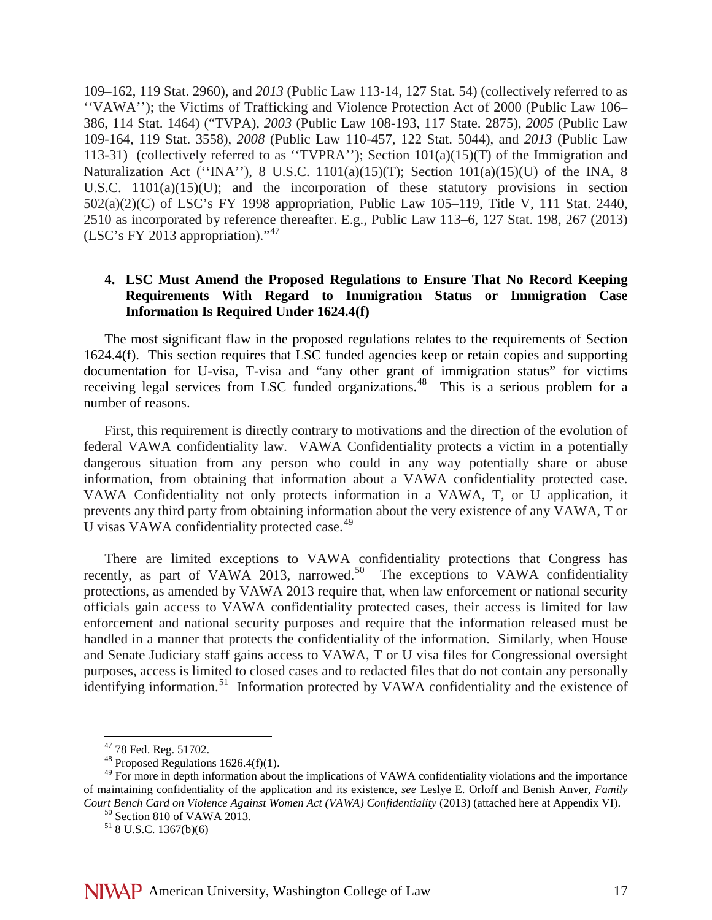109–162, 119 Stat. 2960), and *2013* (Public Law 113-14, 127 Stat. 54) (collectively referred to as ''VAWA''); the Victims of Trafficking and Violence Protection Act of 2000 (Public Law 106–386, 114 Stat. 1464) ("TVPA), *2003* (Public Law 108-193, 117 State. 2875), *2005* (Public Law 109-164, 119 Stat. 3558), *2008* (Public Law 110-457, 122 Stat. 5044), and *2013* (Public Law 113-31) (collectively referred to as ''TVPRA''); Section 101(a)(15)(T) of the Immigration and Naturalization Act (''INA''), 8 U.S.C. 1101(a)(15)(T); Section 101(a)(15)(U) of the INA, 8 U.S.C. 1101(a)(15)(U); and the incorporation of these statutory provisions in section 502(a)(2)(C) of LSC's FY 1998 appropriation, Public Law 105–119, Title V, 111 Stat. 2440, 2510 as incorporated by reference thereafter. E.g., Public Law 113–6, 127 Stat. 198, 267 (2013) (LSC's FY 2013 appropriation)."[47]

**4. LSC Must Amend the Proposed Regulations to Ensure That No Record Keeping Requirements With Regard to Immigration Status or Immigration Case Information Is Required Under 1624.4(f)**

The most significant flaw in the proposed regulations relates to the requirements of Section 1624.4(f). This section requires that LSC funded agencies keep or retain copies and supporting documentation for U-visa, T-visa and "any other grant of immigration status" for victims receiving legal services from LSC funded organizations.[48] This is a serious problem for a number of reasons.

First, this requirement is directly contrary to motivations and the direction of the evolution of federal VAWA confidentiality law. VAWA Confidentiality protects a victim in a potentially dangerous situation from any person who could in any way potentially share or abuse information, from obtaining that information about a VAWA confidentiality protected case. VAWA Confidentiality not only protects information in a VAWA, T, or U application, it prevents any third party from obtaining information about the very existence of any VAWA, T or U visas VAWA confidentiality protected case.[49]

There are limited exceptions to VAWA confidentiality protections that Congress has recently, as part of VAWA 2013, narrowed.[50] The exceptions to VAWA confidentiality protections, as amended by VAWA 2013 require that, when law enforcement or national security officials gain access to VAWA confidentiality protected cases, their access is limited for law enforcement and national security purposes and require that the information released must be handled in a manner that protects the confidentiality of the information. Similarly, when House and Senate Judiciary staff gains access to VAWA, T or U visa files for Congressional oversight purposes, access is limited to closed cases and to redacted files that do not contain any personally identifying information.[51] Information protected by VAWA confidentiality and the existence of

---

[47] 78 Fed. Reg. 51702.

[48] Proposed Regulations 1626.4(f)(1).

[49] For more in depth information about the implications of VAWA confidentiality violations and the importance of maintaining confidentiality of the application and its existence, *see* Leslye E. Orloff and Benish Anver, *Family Court Bench Card on Violence Against Women Act (VAWA) Confidentiality* (2013) (attached here at Appendix VI).

[50] Section 810 of VAWA 2013.

[51] 8 U.S.C. 1367(b)(6)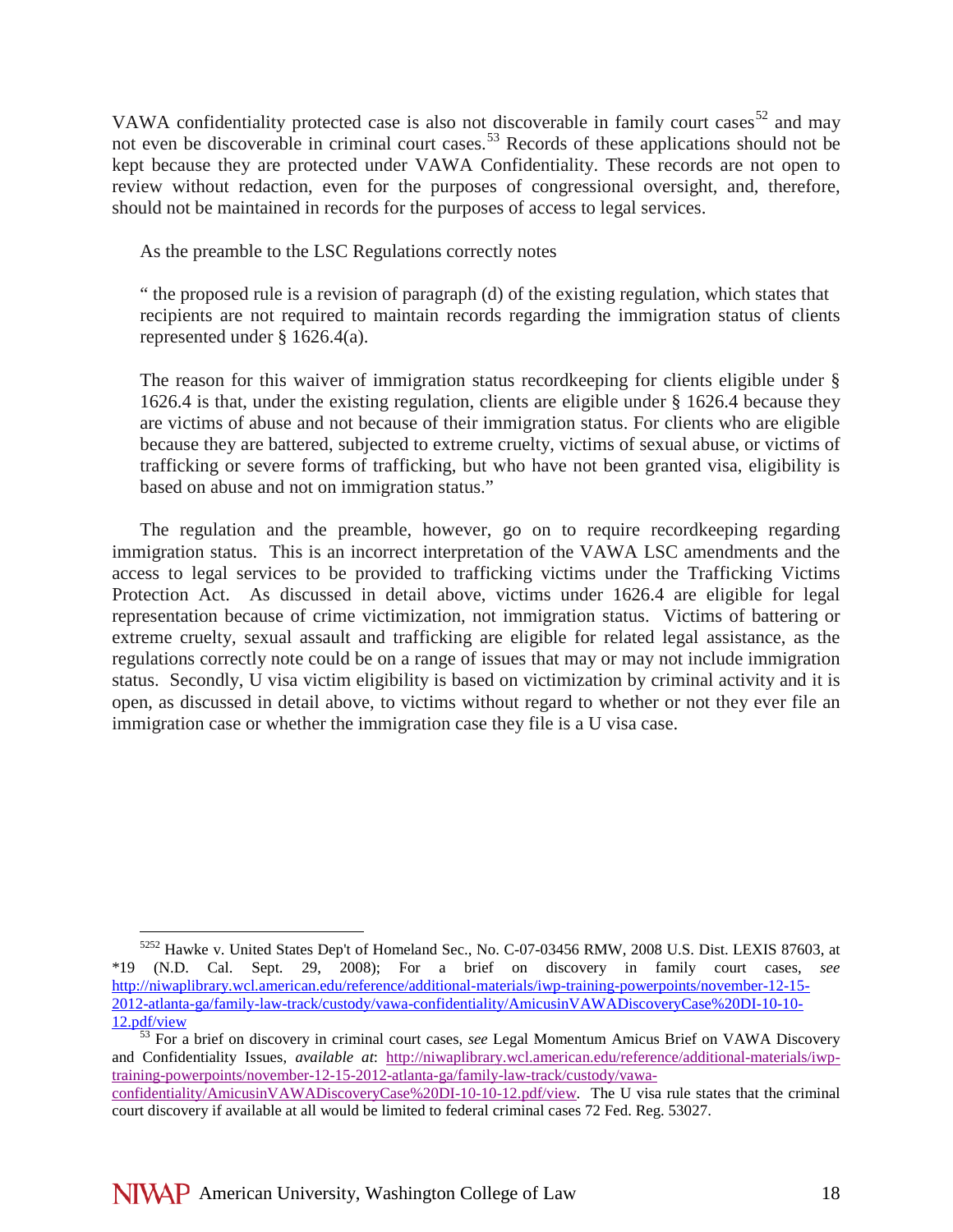VAWA confidentiality protected case is also not discoverable in family court cases[52] and may not even be discoverable in criminal court cases.[53] Records of these applications should not be kept because they are protected under VAWA Confidentiality. These records are not open to review without redaction, even for the purposes of congressional oversight, and, therefore, should not be maintained in records for the purposes of access to legal services.

As the preamble to the LSC Regulations correctly notes

> " the proposed rule is a revision of paragraph (d) of the existing regulation, which states that recipients are not required to maintain records regarding the immigration status of clients represented under § 1626.4(a).
>
> The reason for this waiver of immigration status recordkeeping for clients eligible under § 1626.4 is that, under the existing regulation, clients are eligible under § 1626.4 because they are victims of abuse and not because of their immigration status. For clients who are eligible because they are battered, subjected to extreme cruelty, victims of sexual abuse, or victims of trafficking or severe forms of trafficking, but who have not been granted visa, eligibility is based on abuse and not on immigration status."

The regulation and the preamble, however, go on to require recordkeeping regarding immigration status. This is an incorrect interpretation of the VAWA LSC amendments and the access to legal services to be provided to trafficking victims under the Trafficking Victims Protection Act. As discussed in detail above, victims under 1626.4 are eligible for legal representation because of crime victimization, not immigration status. Victims of battering or extreme cruelty, sexual assault and trafficking are eligible for related legal assistance, as the regulations correctly note could be on a range of issues that may or may not include immigration status. Secondly, U visa victim eligibility is based on victimization by criminal activity and it is open, as discussed in detail above, to victims without regard to whether or not they ever file an immigration case or whether the immigration case they file is a U visa case.

---

[5252] Hawke v. United States Dep't of Homeland Sec., No. C-07-03456 RMW, 2008 U.S. Dist. LEXIS 87603, at *19 (N.D. Cal. Sept. 29, 2008); For a brief on discovery in family court cases, *see* http://niwaplibrary.wcl.american.edu/reference/additional-materials/iwp-training-powerpoints/november-12-15-2012-atlanta-ga/family-law-track/custody/vawa-confidentiality/AmicusinVAWADiscoveryCase%20DI-10-10-12.pdf/view

[53] For a brief on discovery in criminal court cases, *see* Legal Momentum Amicus Brief on VAWA Discovery and Confidentiality Issues, *available at*: http://niwaplibrary.wcl.american.edu/reference/additional-materials/iwp-training-powerpoints/november-12-15-2012-atlanta-ga/family-law-track/custody/vawa-confidentiality/AmicusinVAWADiscoveryCase%20DI-10-10-12.pdf/view. The U visa rule states that the criminal court discovery if available at all would be limited to federal criminal cases 72 Fed. Reg. 53027.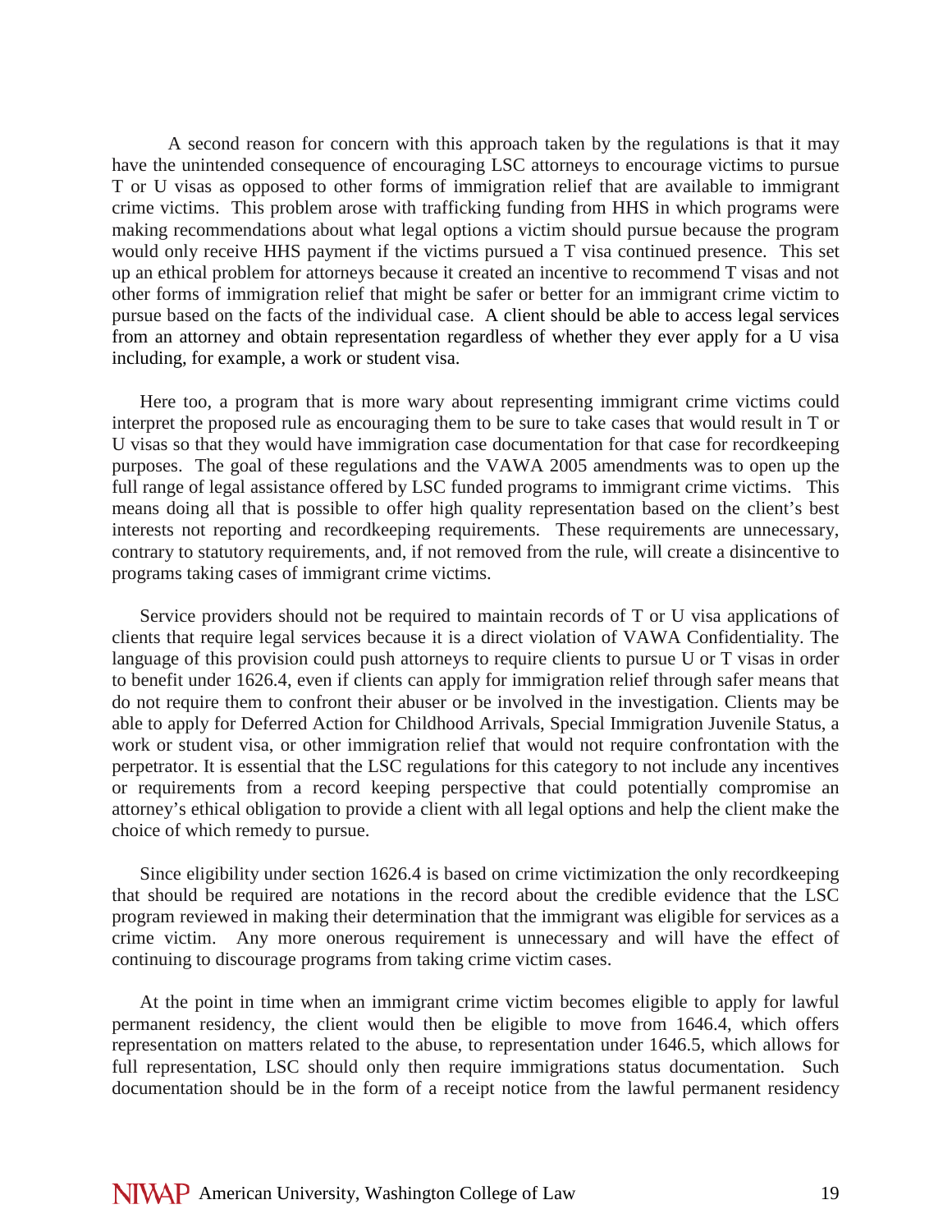A second reason for concern with this approach taken by the regulations is that it may have the unintended consequence of encouraging LSC attorneys to encourage victims to pursue T or U visas as opposed to other forms of immigration relief that are available to immigrant crime victims. This problem arose with trafficking funding from HHS in which programs were making recommendations about what legal options a victim should pursue because the program would only receive HHS payment if the victims pursued a T visa continued presence. This set up an ethical problem for attorneys because it created an incentive to recommend T visas and not other forms of immigration relief that might be safer or better for an immigrant crime victim to pursue based on the facts of the individual case. A client should be able to access legal services from an attorney and obtain representation regardless of whether they ever apply for a U visa including, for example, a work or student visa.

Here too, a program that is more wary about representing immigrant crime victims could interpret the proposed rule as encouraging them to be sure to take cases that would result in T or U visas so that they would have immigration case documentation for that case for recordkeeping purposes. The goal of these regulations and the VAWA 2005 amendments was to open up the full range of legal assistance offered by LSC funded programs to immigrant crime victims. This means doing all that is possible to offer high quality representation based on the client's best interests not reporting and recordkeeping requirements. These requirements are unnecessary, contrary to statutory requirements, and, if not removed from the rule, will create a disincentive to programs taking cases of immigrant crime victims.

Service providers should not be required to maintain records of T or U visa applications of clients that require legal services because it is a direct violation of VAWA Confidentiality. The language of this provision could push attorneys to require clients to pursue U or T visas in order to benefit under 1626.4, even if clients can apply for immigration relief through safer means that do not require them to confront their abuser or be involved in the investigation. Clients may be able to apply for Deferred Action for Childhood Arrivals, Special Immigration Juvenile Status, a work or student visa, or other immigration relief that would not require confrontation with the perpetrator. It is essential that the LSC regulations for this category to not include any incentives or requirements from a record keeping perspective that could potentially compromise an attorney's ethical obligation to provide a client with all legal options and help the client make the choice of which remedy to pursue.

Since eligibility under section 1626.4 is based on crime victimization the only recordkeeping that should be required are notations in the record about the credible evidence that the LSC program reviewed in making their determination that the immigrant was eligible for services as a crime victim. Any more onerous requirement is unnecessary and will have the effect of continuing to discourage programs from taking crime victim cases.

At the point in time when an immigrant crime victim becomes eligible to apply for lawful permanent residency, the client would then be eligible to move from 1646.4, which offers representation on matters related to the abuse, to representation under 1646.5, which allows for full representation, LSC should only then require immigrations status documentation. Such documentation should be in the form of a receipt notice from the lawful permanent residency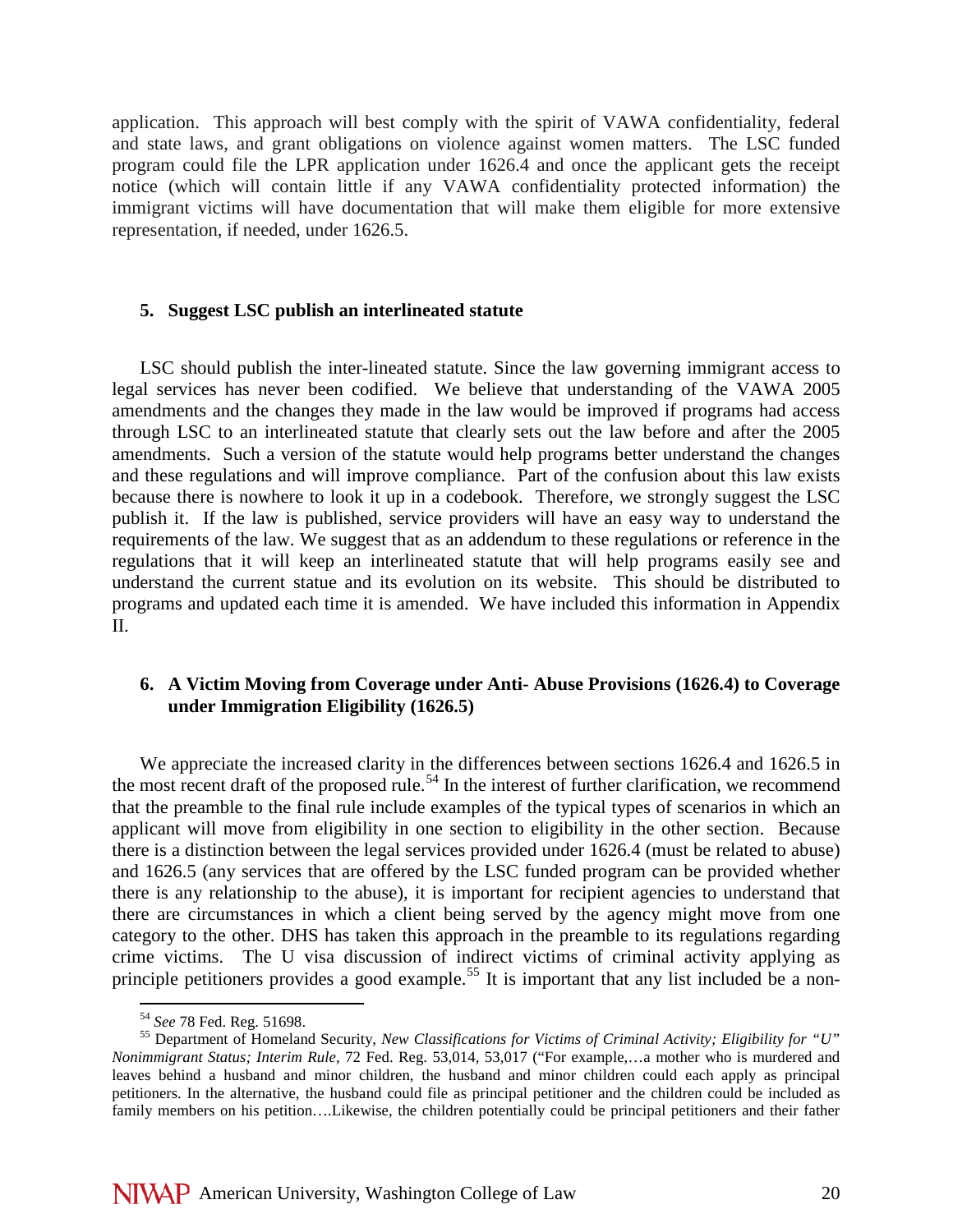application. This approach will best comply with the spirit of VAWA confidentiality, federal and state laws, and grant obligations on violence against women matters. The LSC funded program could file the LPR application under 1626.4 and once the applicant gets the receipt notice (which will contain little if any VAWA confidentiality protected information) the immigrant victims will have documentation that will make them eligible for more extensive representation, if needed, under 1626.5.

### 5. Suggest LSC publish an interlineated statute

LSC should publish the inter-lineated statute. Since the law governing immigrant access to legal services has never been codified. We believe that understanding of the VAWA 2005 amendments and the changes they made in the law would be improved if programs had access through LSC to an interlineated statute that clearly sets out the law before and after the 2005 amendments. Such a version of the statute would help programs better understand the changes and these regulations and will improve compliance. Part of the confusion about this law exists because there is nowhere to look it up in a codebook. Therefore, we strongly suggest the LSC publish it. If the law is published, service providers will have an easy way to understand the requirements of the law. We suggest that as an addendum to these regulations or reference in the regulations that it will keep an interlineated statute that will help programs easily see and understand the current statue and its evolution on its website. This should be distributed to programs and updated each time it is amended. We have included this information in Appendix II.

### 6. A Victim Moving from Coverage under Anti- Abuse Provisions (1626.4) to Coverage under Immigration Eligibility (1626.5)

We appreciate the increased clarity in the differences between sections 1626.4 and 1626.5 in the most recent draft of the proposed rule.[54] In the interest of further clarification, we recommend that the preamble to the final rule include examples of the typical types of scenarios in which an applicant will move from eligibility in one section to eligibility in the other section. Because there is a distinction between the legal services provided under 1626.4 (must be related to abuse) and 1626.5 (any services that are offered by the LSC funded program can be provided whether there is any relationship to the abuse), it is important for recipient agencies to understand that there are circumstances in which a client being served by the agency might move from one category to the other. DHS has taken this approach in the preamble to its regulations regarding crime victims. The U visa discussion of indirect victims of criminal activity applying as principle petitioners provides a good example.[55] It is important that any list included be a non-

---

[54] *See* 78 Fed. Reg. 51698.

[55] Department of Homeland Security, *New Classifications for Victims of Criminal Activity; Eligibility for "U" Nonimmigrant Status; Interim Rule*, 72 Fed. Reg. 53,014, 53,017 ("For example,…a mother who is murdered and leaves behind a husband and minor children, the husband and minor children could each apply as principal petitioners. In the alternative, the husband could file as principal petitioner and the children could be included as family members on his petition….Likewise, the children potentially could be principal petitioners and their father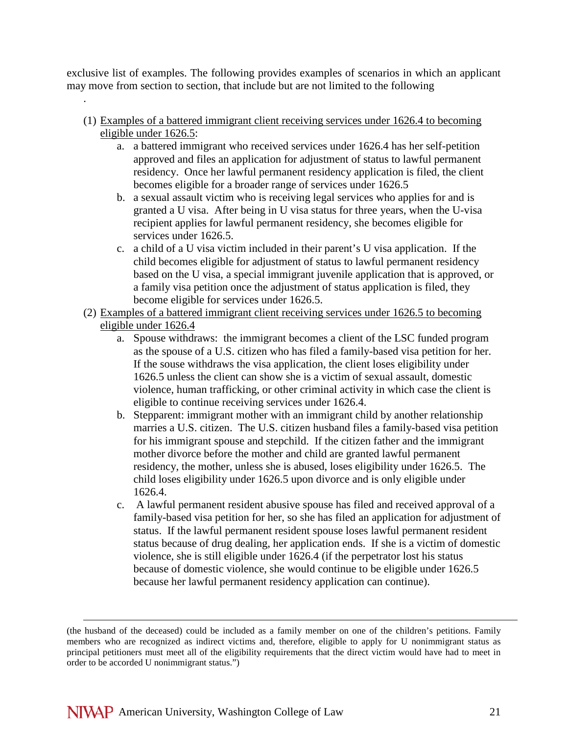exclusive list of examples. The following provides examples of scenarios in which an applicant may move from section to section, that include but are not limited to the following

.

(1) <u>Examples of a battered immigrant client receiving services under 1626.4 to becoming eligible under 1626.5</u>:
   a. a battered immigrant who received services under 1626.4 has her self-petition approved and files an application for adjustment of status to lawful permanent residency. Once her lawful permanent residency application is filed, the client becomes eligible for a broader range of services under 1626.5
   b. a sexual assault victim who is receiving legal services who applies for and is granted a U visa. After being in U visa status for three years, when the U-visa recipient applies for lawful permanent residency, she becomes eligible for services under 1626.5.
   c. a child of a U visa victim included in their parent's U visa application. If the child becomes eligible for adjustment of status to lawful permanent residency based on the U visa, a special immigrant juvenile application that is approved, or a family visa petition once the adjustment of status application is filed, they become eligible for services under 1626.5.

(2) <u>Examples of a battered immigrant client receiving services under 1626.5 to becoming eligible under 1626.4</u>
   a. Spouse withdraws: the immigrant becomes a client of the LSC funded program as the spouse of a U.S. citizen who has filed a family-based visa petition for her. If the souse withdraws the visa application, the client loses eligibility under 1626.5 unless the client can show she is a victim of sexual assault, domestic violence, human trafficking, or other criminal activity in which case the client is eligible to continue receiving services under 1626.4.
   b. Stepparent: immigrant mother with an immigrant child by another relationship marries a U.S. citizen. The U.S. citizen husband files a family-based visa petition for his immigrant spouse and stepchild. If the citizen father and the immigrant mother divorce before the mother and child are granted lawful permanent residency, the mother, unless she is abused, loses eligibility under 1626.5. The child loses eligibility under 1626.5 upon divorce and is only eligible under 1626.4.
   c. A lawful permanent resident abusive spouse has filed and received approval of a family-based visa petition for her, so she has filed an application for adjustment of status. If the lawful permanent resident spouse loses lawful permanent resident status because of drug dealing, her application ends. If she is a victim of domestic violence, she is still eligible under 1626.4 (if the perpetrator lost his status because of domestic violence, she would continue to be eligible under 1626.5 because her lawful permanent residency application can continue).

---

(the husband of the deceased) could be included as a family member on one of the children's petitions. Family members who are recognized as indirect victims and, therefore, eligible to apply for U nonimmigrant status as principal petitioners must meet all of the eligibility requirements that the direct victim would have had to meet in order to be accorded U nonimmigrant status.")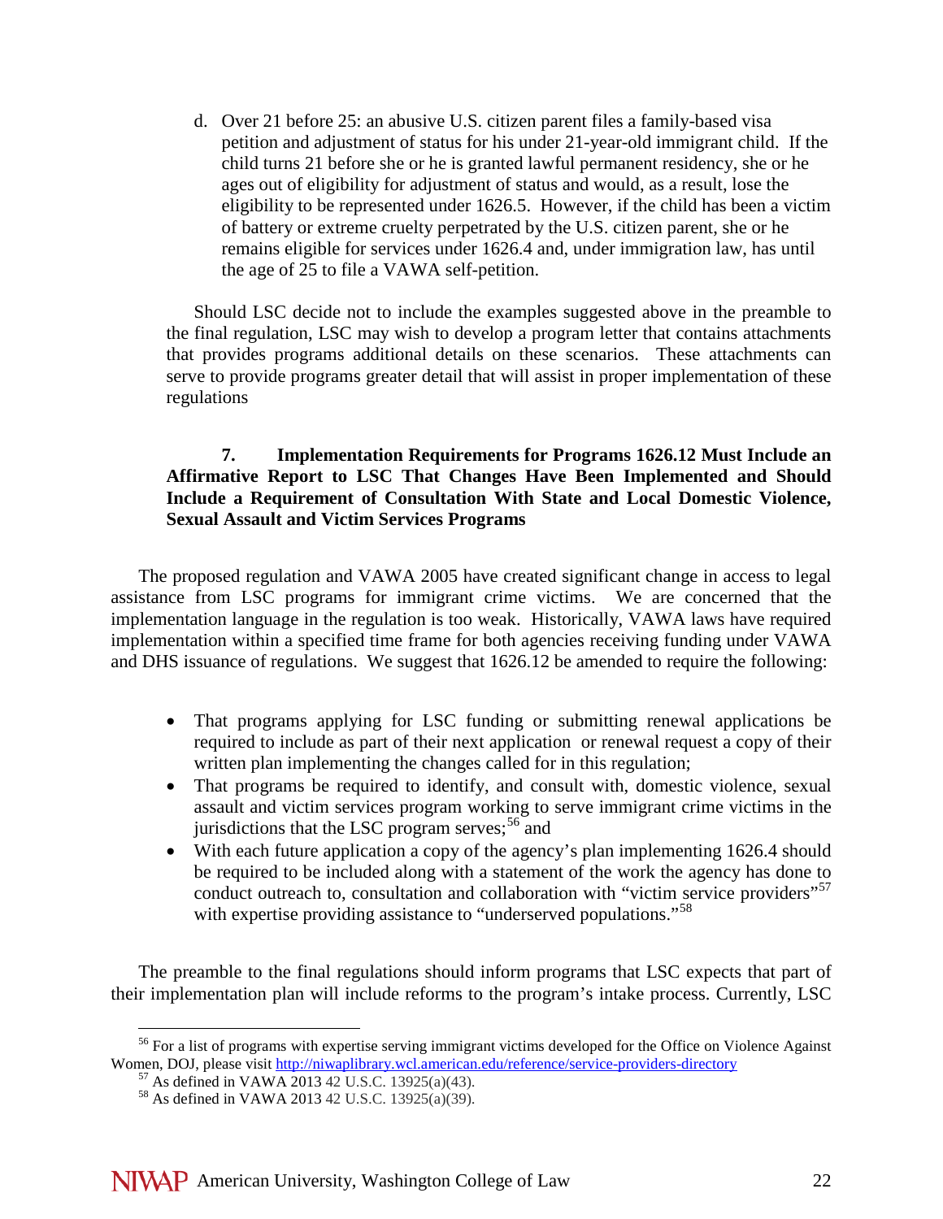d. Over 21 before 25: an abusive U.S. citizen parent files a family-based visa petition and adjustment of status for his under 21-year-old immigrant child. If the child turns 21 before she or he is granted lawful permanent residency, she or he ages out of eligibility for adjustment of status and would, as a result, lose the eligibility to be represented under 1626.5. However, if the child has been a victim of battery or extreme cruelty perpetrated by the U.S. citizen parent, she or he remains eligible for services under 1626.4 and, under immigration law, has until the age of 25 to file a VAWA self-petition.

Should LSC decide not to include the examples suggested above in the preamble to the final regulation, LSC may wish to develop a program letter that contains attachments that provides programs additional details on these scenarios. These attachments can serve to provide programs greater detail that will assist in proper implementation of these regulations

### 7. Implementation Requirements for Programs 1626.12 Must Include an Affirmative Report to LSC That Changes Have Been Implemented and Should Include a Requirement of Consultation With State and Local Domestic Violence, Sexual Assault and Victim Services Programs

The proposed regulation and VAWA 2005 have created significant change in access to legal assistance from LSC programs for immigrant crime victims. We are concerned that the implementation language in the regulation is too weak. Historically, VAWA laws have required implementation within a specified time frame for both agencies receiving funding under VAWA and DHS issuance of regulations. We suggest that 1626.12 be amended to require the following:

- That programs applying for LSC funding or submitting renewal applications be required to include as part of their next application or renewal request a copy of their written plan implementing the changes called for in this regulation;
- That programs be required to identify, and consult with, domestic violence, sexual assault and victim services program working to serve immigrant crime victims in the jurisdictions that the LSC program serves;[56] and
- With each future application a copy of the agency's plan implementing 1626.4 should be required to be included along with a statement of the work the agency has done to conduct outreach to, consultation and collaboration with "victim service providers"[57] with expertise providing assistance to "underserved populations."[58]

The preamble to the final regulations should inform programs that LSC expects that part of their implementation plan will include reforms to the program's intake process. Currently, LSC

---

[56] For a list of programs with expertise serving immigrant victims developed for the Office on Violence Against Women, DOJ, please visit http://niwaplibrary.wcl.american.edu/reference/service-providers-directory

[57] As defined in VAWA 2013 42 U.S.C. 13925(a)(43).

[58] As defined in VAWA 2013 42 U.S.C. 13925(a)(39).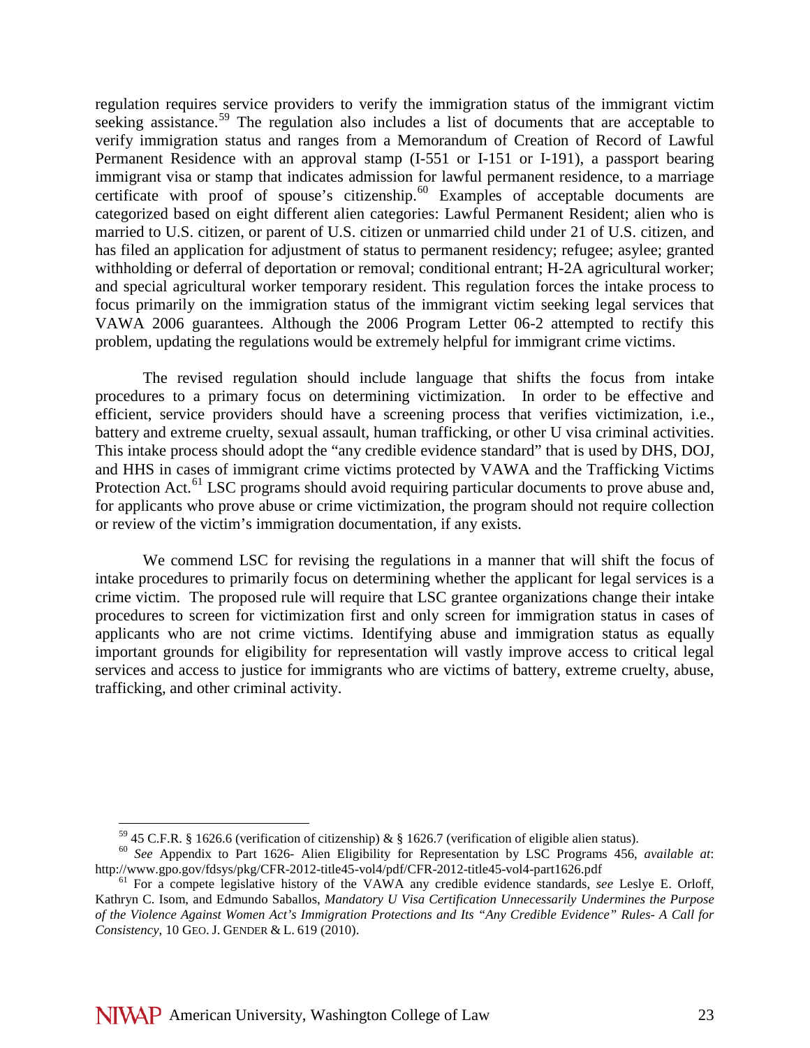regulation requires service providers to verify the immigration status of the immigrant victim seeking assistance.[59] The regulation also includes a list of documents that are acceptable to verify immigration status and ranges from a Memorandum of Creation of Record of Lawful Permanent Residence with an approval stamp (I-551 or I-151 or I-191), a passport bearing immigrant visa or stamp that indicates admission for lawful permanent residence, to a marriage certificate with proof of spouse's citizenship.[60] Examples of acceptable documents are categorized based on eight different alien categories: Lawful Permanent Resident; alien who is married to U.S. citizen, or parent of U.S. citizen or unmarried child under 21 of U.S. citizen, and has filed an application for adjustment of status to permanent residency; refugee; asylee; granted withholding or deferral of deportation or removal; conditional entrant; H-2A agricultural worker; and special agricultural worker temporary resident. This regulation forces the intake process to focus primarily on the immigration status of the immigrant victim seeking legal services that VAWA 2006 guarantees. Although the 2006 Program Letter 06-2 attempted to rectify this problem, updating the regulations would be extremely helpful for immigrant crime victims.

The revised regulation should include language that shifts the focus from intake procedures to a primary focus on determining victimization. In order to be effective and efficient, service providers should have a screening process that verifies victimization, i.e., battery and extreme cruelty, sexual assault, human trafficking, or other U visa criminal activities. This intake process should adopt the "any credible evidence standard" that is used by DHS, DOJ, and HHS in cases of immigrant crime victims protected by VAWA and the Trafficking Victims Protection Act.[61] LSC programs should avoid requiring particular documents to prove abuse and, for applicants who prove abuse or crime victimization, the program should not require collection or review of the victim's immigration documentation, if any exists.

We commend LSC for revising the regulations in a manner that will shift the focus of intake procedures to primarily focus on determining whether the applicant for legal services is a crime victim. The proposed rule will require that LSC grantee organizations change their intake procedures to screen for victimization first and only screen for immigration status in cases of applicants who are not crime victims. Identifying abuse and immigration status as equally important grounds for eligibility for representation will vastly improve access to critical legal services and access to justice for immigrants who are victims of battery, extreme cruelty, abuse, trafficking, and other criminal activity.

---

[59] 45 C.F.R. § 1626.6 (verification of citizenship) & § 1626.7 (verification of eligible alien status).

[60] *See* Appendix to Part 1626- Alien Eligibility for Representation by LSC Programs 456, *available at*: http://www.gpo.gov/fdsys/pkg/CFR-2012-title45-vol4/pdf/CFR-2012-title45-vol4-part1626.pdf

[61] For a compete legislative history of the VAWA any credible evidence standards, *see* Leslye E. Orloff, Kathryn C. Isom, and Edmundo Saballos, *Mandatory U Visa Certification Unnecessarily Undermines the Purpose of the Violence Against Women Act's Immigration Protections and Its "Any Credible Evidence" Rules- A Call for Consistency*, 10 GEO. J. GENDER & L. 619 (2010).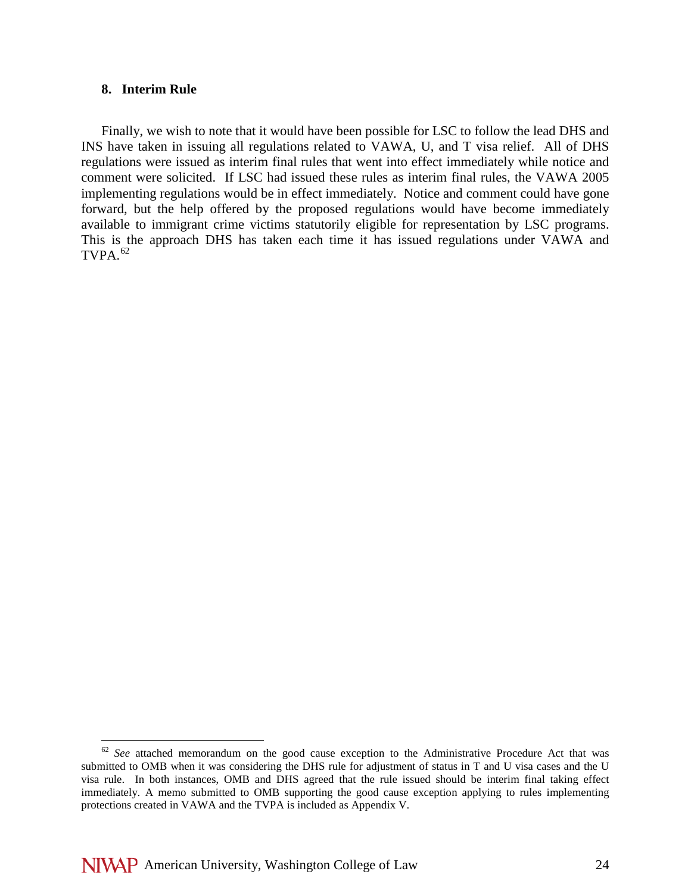### 8. Interim Rule

Finally, we wish to note that it would have been possible for LSC to follow the lead DHS and INS have taken in issuing all regulations related to VAWA, U, and T visa relief. All of DHS regulations were issued as interim final rules that went into effect immediately while notice and comment were solicited. If LSC had issued these rules as interim final rules, the VAWA 2005 implementing regulations would be in effect immediately. Notice and comment could have gone forward, but the help offered by the proposed regulations would have become immediately available to immigrant crime victims statutorily eligible for representation by LSC programs. This is the approach DHS has taken each time it has issued regulations under VAWA and TVPA.[62]

---

[62] *See* attached memorandum on the good cause exception to the Administrative Procedure Act that was submitted to OMB when it was considering the DHS rule for adjustment of status in T and U visa cases and the U visa rule. In both instances, OMB and DHS agreed that the rule issued should be interim final taking effect immediately. A memo submitted to OMB supporting the good cause exception applying to rules implementing protections created in VAWA and the TVPA is included as Appendix V.